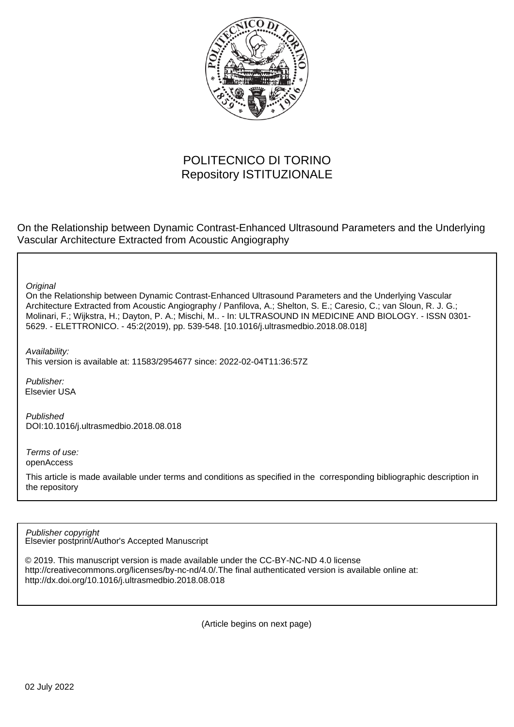POLITECNICO DI TORINO
Repository ISTITUZIONALE

On the Relationship between Dynamic Contrast-Enhanced Ultrasound Parameters and the Underlying Vascular Architecture Extracted from Acoustic Angiography

*Original*

On the Relationship between Dynamic Contrast-Enhanced Ultrasound Parameters and the Underlying Vascular Architecture Extracted from Acoustic Angiography / Panfilova, A.; Shelton, S. E.; Caresio, C.; van Sloun, R. J. G.; Molinari, F.; Wijkstra, H.; Dayton, P. A.; Mischi, M.. - In: ULTRASOUND IN MEDICINE AND BIOLOGY. - ISSN 0301-5629. - ELETTRONICO. - 45:2(2019), pp. 539-548. [10.1016/j.ultrasmedbio.2018.08.018]

*Availability:*

This version is available at: 11583/2954677 since: 2022-02-04T11:36:57Z

*Publisher:*

Elsevier USA

*Published*

DOI:10.1016/j.ultrasmedbio.2018.08.018

*Terms of use:*

openAccess

This article is made available under terms and conditions as specified in the corresponding bibliographic description in the repository

*Publisher copyright*

Elsevier postprint/Author's Accepted Manuscript

© 2019. This manuscript version is made available under the CC-BY-NC-ND 4.0 license http://creativecommons.org/licenses/by-nc-nd/4.0/.The final authenticated version is available online at: http://dx.doi.org/10.1016/j.ultrasmedbio.2018.08.018

(Article begins on next page)

02 July 2022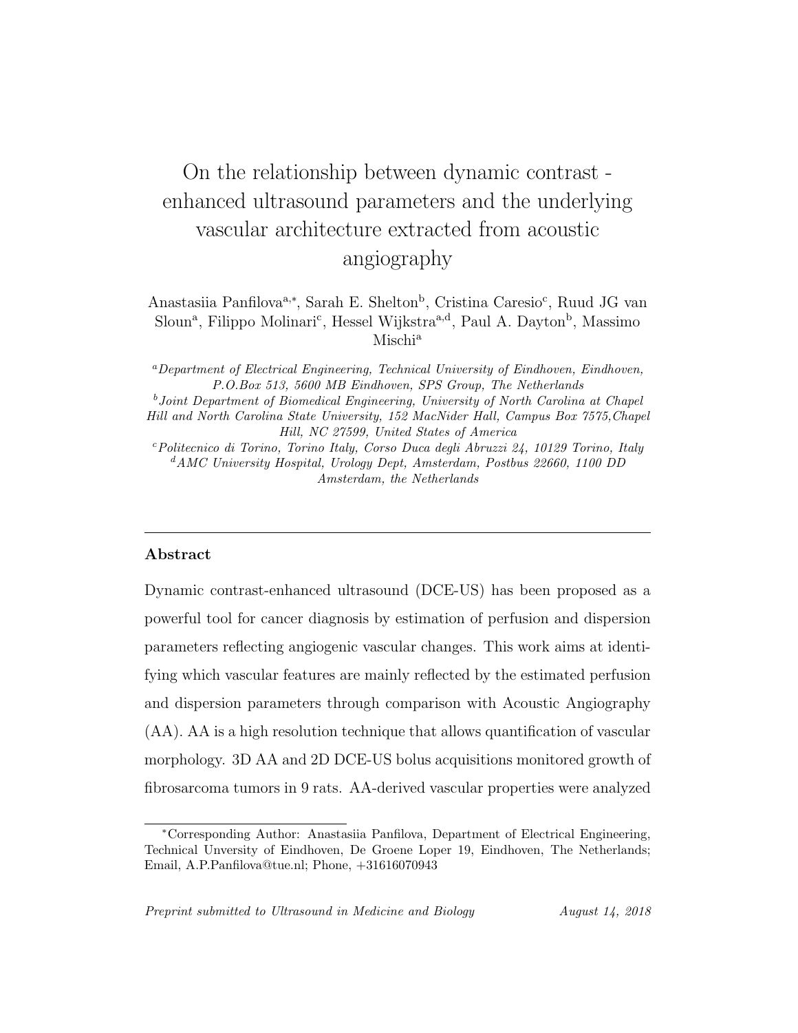# On the relationship between dynamic contrast - enhanced ultrasound parameters and the underlying vascular architecture extracted from acoustic angiography

Anastasiia Panfilova[a,*], Sarah E. Shelton[b], Cristina Caresio[c], Ruud JG van Sloun[a], Filippo Molinari[c], Hessel Wijkstra[a,d], Paul A. Dayton[b], Massimo Mischi[a]

[a] *Department of Electrical Engineering, Technical University of Eindhoven, Eindhoven, P.O.Box 513, 5600 MB Eindhoven, SPS Group, The Netherlands*

[b] *Joint Department of Biomedical Engineering, University of North Carolina at Chapel Hill and North Carolina State University, 152 MacNider Hall, Campus Box 7575, Chapel Hill, NC 27599, United States of America*

[c] *Politecnico di Torino, Torino Italy, Corso Duca degli Abruzzi 24, 10129 Torino, Italy*

[d] *AMC University Hospital, Urology Dept, Amsterdam, Postbus 22660, 1100 DD Amsterdam, the Netherlands*

## Abstract

Dynamic contrast-enhanced ultrasound (DCE-US) has been proposed as a powerful tool for cancer diagnosis by estimation of perfusion and dispersion parameters reflecting angiogenic vascular changes. This work aims at identifying which vascular features are mainly reflected by the estimated perfusion and dispersion parameters through comparison with Acoustic Angiography (AA). AA is a high resolution technique that allows quantification of vascular morphology. 3D AA and 2D DCE-US bolus acquisitions monitored growth of fibrosarcoma tumors in 9 rats. AA-derived vascular properties were analyzed

*Corresponding Author: Anastasiia Panfilova, Department of Electrical Engineering, Technical Unversity of Eindhoven, De Groene Loper 19, Eindhoven, The Netherlands; Email, A.P.Panfilova@tue.nl; Phone, +31616070943

*Preprint submitted to Ultrasound in Medicine and Biology* *August 14, 2018*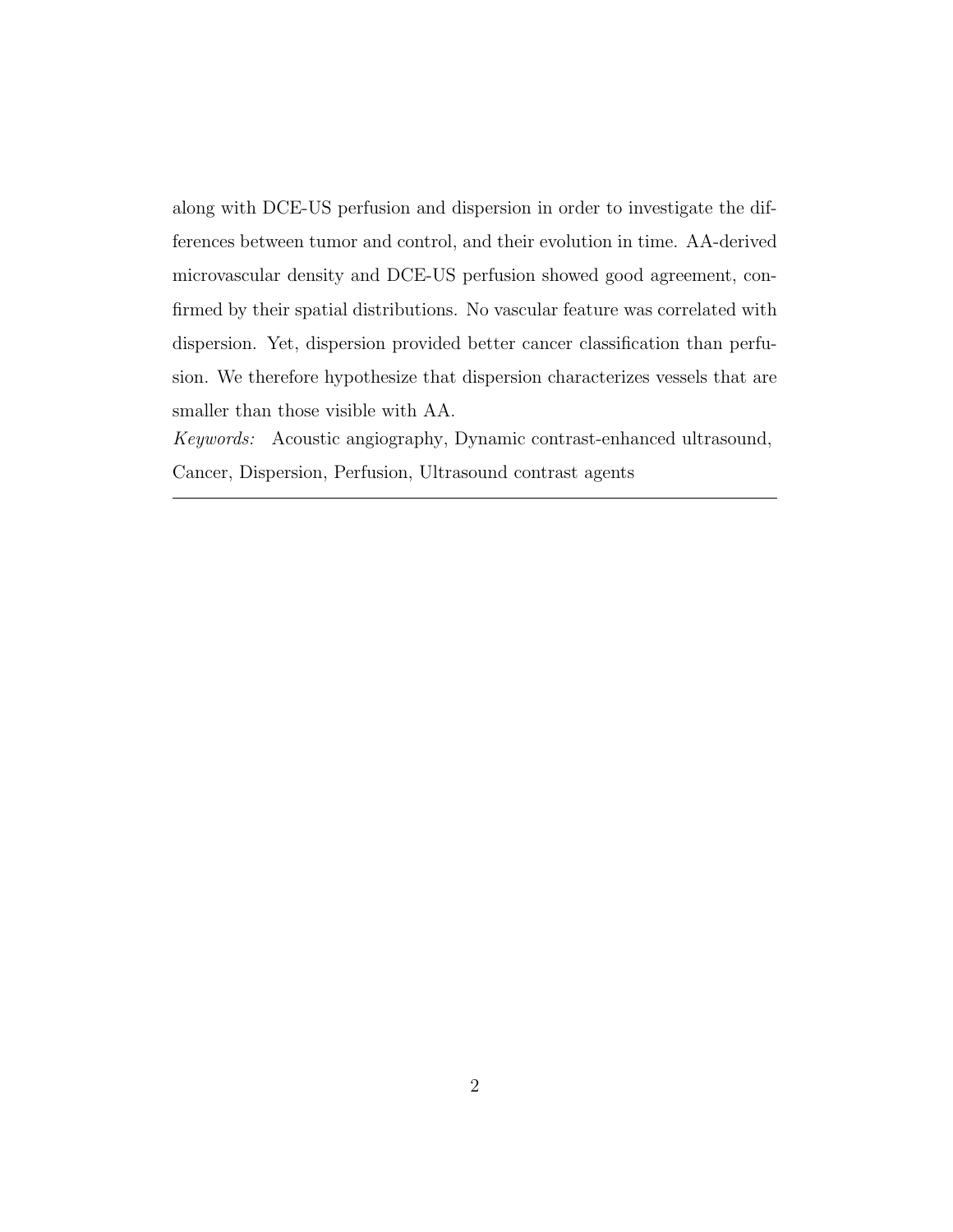along with DCE-US perfusion and dispersion in order to investigate the differences between tumor and control, and their evolution in time. AA-derived microvascular density and DCE-US perfusion showed good agreement, confirmed by their spatial distributions. No vascular feature was correlated with dispersion. Yet, dispersion provided better cancer classification than perfusion. We therefore hypothesize that dispersion characterizes vessels that are smaller than those visible with AA.

*Keywords:* Acoustic angiography, Dynamic contrast-enhanced ultrasound, Cancer, Dispersion, Perfusion, Ultrasound contrast agents

---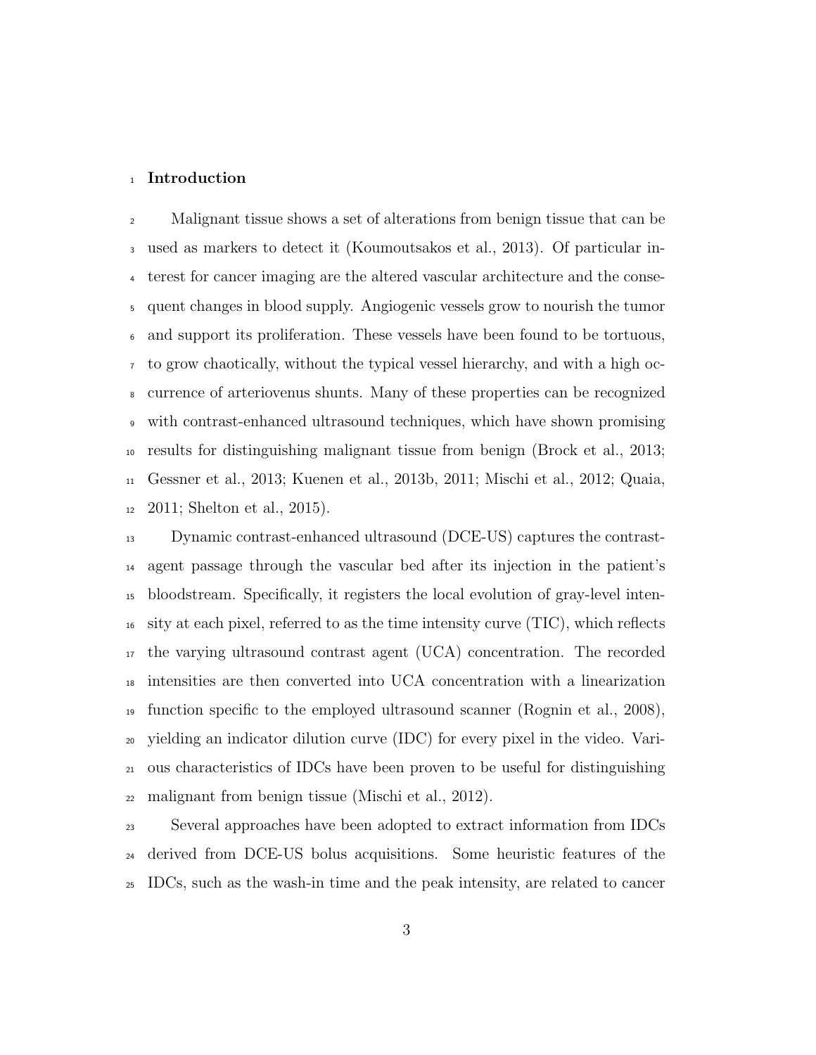# Introduction

Malignant tissue shows a set of alterations from benign tissue that can be used as markers to detect it (Koumoutsakos et al., 2013). Of particular interest for cancer imaging are the altered vascular architecture and the consequent changes in blood supply. Angiogenic vessels grow to nourish the tumor and support its proliferation. These vessels have been found to be tortuous, to grow chaotically, without the typical vessel hierarchy, and with a high occurrence of arteriovenus shunts. Many of these properties can be recognized with contrast-enhanced ultrasound techniques, which have shown promising results for distinguishing malignant tissue from benign (Brock et al., 2013; Gessner et al., 2013; Kuenen et al., 2013b, 2011; Mischi et al., 2012; Quaia, 2011; Shelton et al., 2015).

Dynamic contrast-enhanced ultrasound (DCE-US) captures the contrast-agent passage through the vascular bed after its injection in the patient's bloodstream. Specifically, it registers the local evolution of gray-level intensity at each pixel, referred to as the time intensity curve (TIC), which reflects the varying ultrasound contrast agent (UCA) concentration. The recorded intensities are then converted into UCA concentration with a linearization function specific to the employed ultrasound scanner (Rognin et al., 2008), yielding an indicator dilution curve (IDC) for every pixel in the video. Various characteristics of IDCs have been proven to be useful for distinguishing malignant from benign tissue (Mischi et al., 2012).

Several approaches have been adopted to extract information from IDCs derived from DCE-US bolus acquisitions. Some heuristic features of the IDCs, such as the wash-in time and the peak intensity, are related to cancer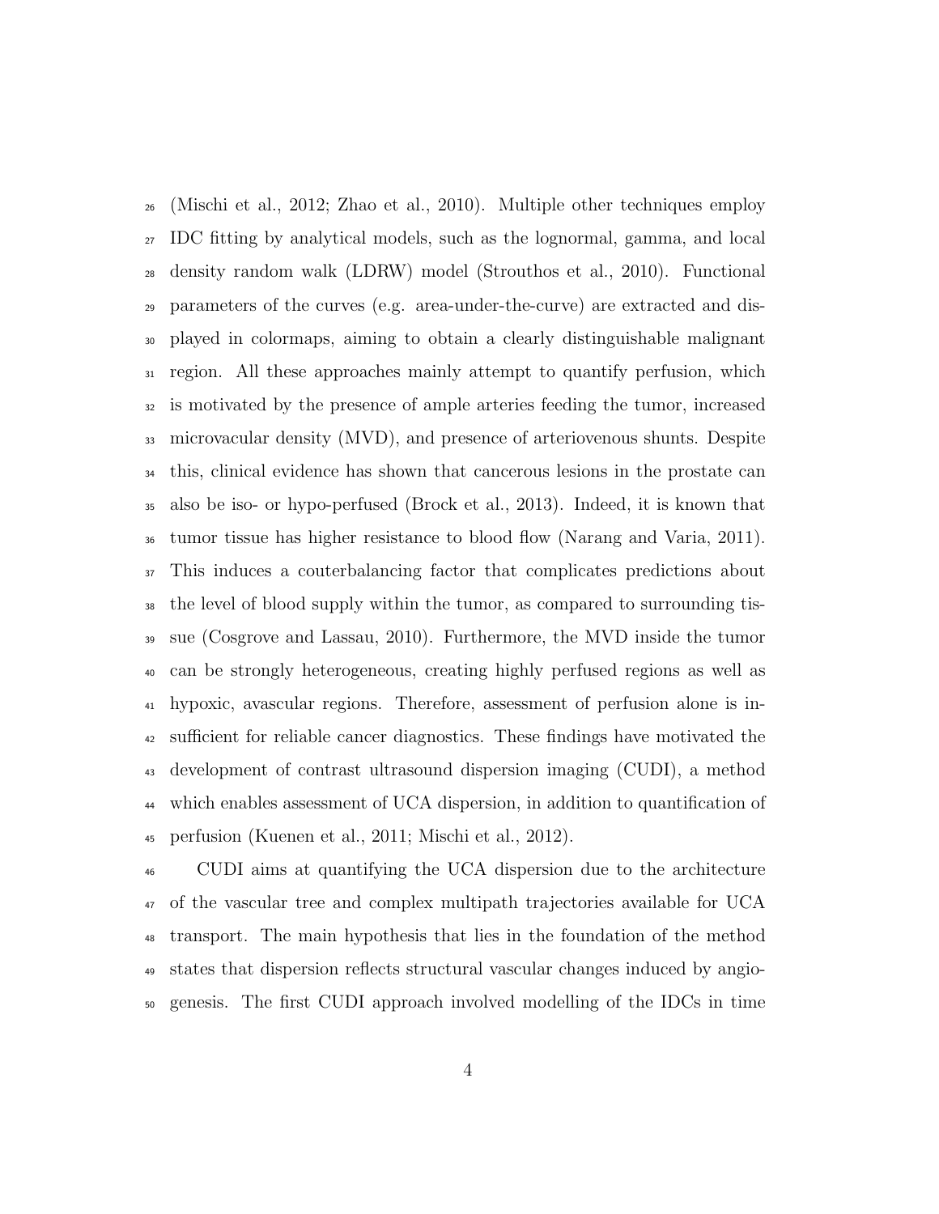(Mischi et al., 2012; Zhao et al., 2010). Multiple other techniques employ IDC fitting by analytical models, such as the lognormal, gamma, and local density random walk (LDRW) model (Strouthos et al., 2010). Functional parameters of the curves (e.g. area-under-the-curve) are extracted and displayed in colormaps, aiming to obtain a clearly distinguishable malignant region. All these approaches mainly attempt to quantify perfusion, which is motivated by the presence of ample arteries feeding the tumor, increased microvacular density (MVD), and presence of arteriovenous shunts. Despite this, clinical evidence has shown that cancerous lesions in the prostate can also be iso- or hypo-perfused (Brock et al., 2013). Indeed, it is known that tumor tissue has higher resistance to blood flow (Narang and Varia, 2011). This induces a couterbalancing factor that complicates predictions about the level of blood supply within the tumor, as compared to surrounding tissue (Cosgrove and Lassau, 2010). Furthermore, the MVD inside the tumor can be strongly heterogeneous, creating highly perfused regions as well as hypoxic, avascular regions. Therefore, assessment of perfusion alone is insufficient for reliable cancer diagnostics. These findings have motivated the development of contrast ultrasound dispersion imaging (CUDI), a method which enables assessment of UCA dispersion, in addition to quantification of perfusion (Kuenen et al., 2011; Mischi et al., 2012).

CUDI aims at quantifying the UCA dispersion due to the architecture of the vascular tree and complex multipath trajectories available for UCA transport. The main hypothesis that lies in the foundation of the method states that dispersion reflects structural vascular changes induced by angiogenesis. The first CUDI approach involved modelling of the IDCs in time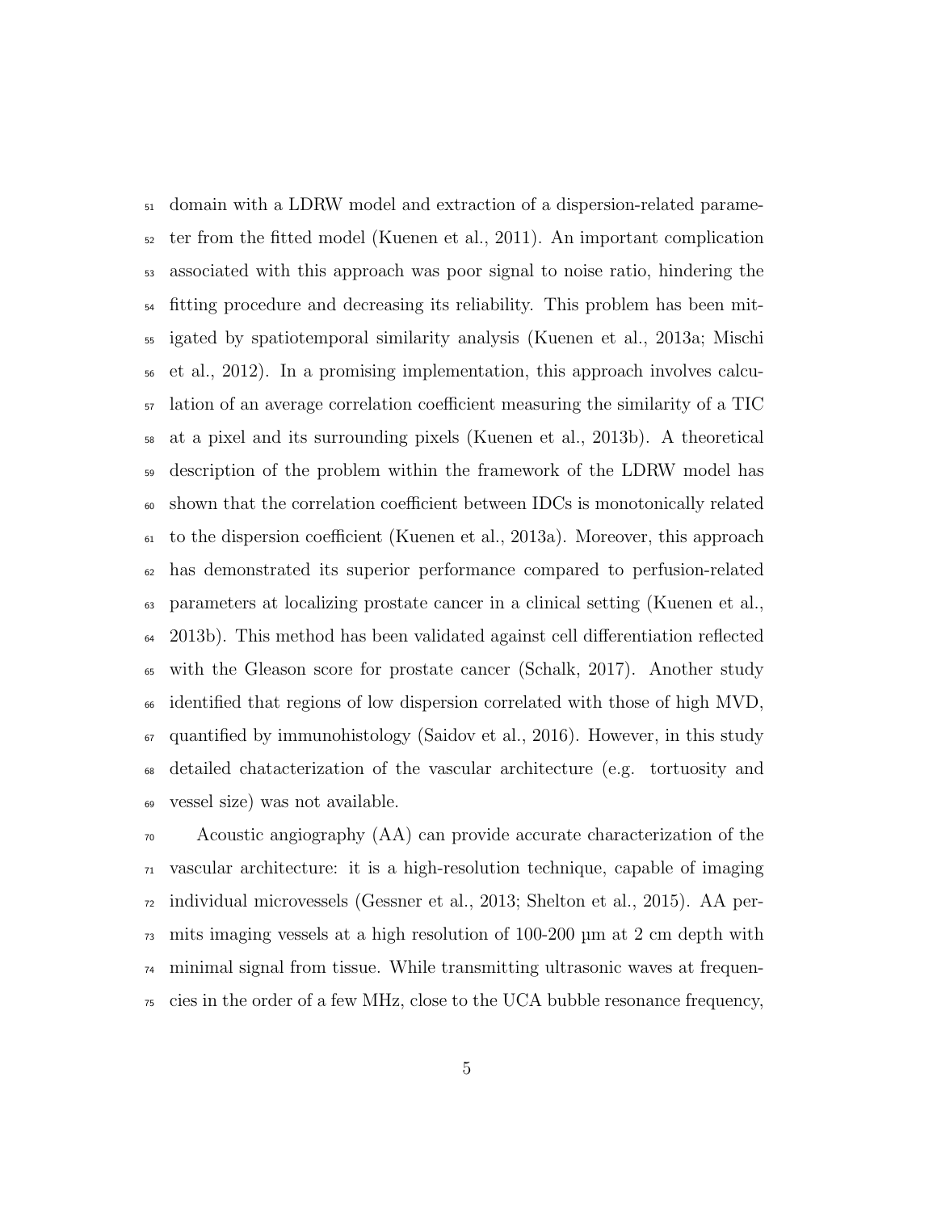domain with a LDRW model and extraction of a dispersion-related parameter from the fitted model (Kuenen et al., 2011). An important complication associated with this approach was poor signal to noise ratio, hindering the fitting procedure and decreasing its reliability. This problem has been mitigated by spatiotemporal similarity analysis (Kuenen et al., 2013a; Mischi et al., 2012). In a promising implementation, this approach involves calculation of an average correlation coefficient measuring the similarity of a TIC at a pixel and its surrounding pixels (Kuenen et al., 2013b). A theoretical description of the problem within the framework of the LDRW model has shown that the correlation coefficient between IDCs is monotonically related to the dispersion coefficient (Kuenen et al., 2013a). Moreover, this approach has demonstrated its superior performance compared to perfusion-related parameters at localizing prostate cancer in a clinical setting (Kuenen et al., 2013b). This method has been validated against cell differentiation reflected with the Gleason score for prostate cancer (Schalk, 2017). Another study identified that regions of low dispersion correlated with those of high MVD, quantified by immunohistology (Saidov et al., 2016). However, in this study detailed chatacterization of the vascular architecture (e.g. tortuosity and vessel size) was not available.

Acoustic angiography (AA) can provide accurate characterization of the vascular architecture: it is a high-resolution technique, capable of imaging individual microvessels (Gessner et al., 2013; Shelton et al., 2015). AA permits imaging vessels at a high resolution of 100-200 µm at 2 cm depth with minimal signal from tissue. While transmitting ultrasonic waves at frequencies in the order of a few MHz, close to the UCA bubble resonance frequency,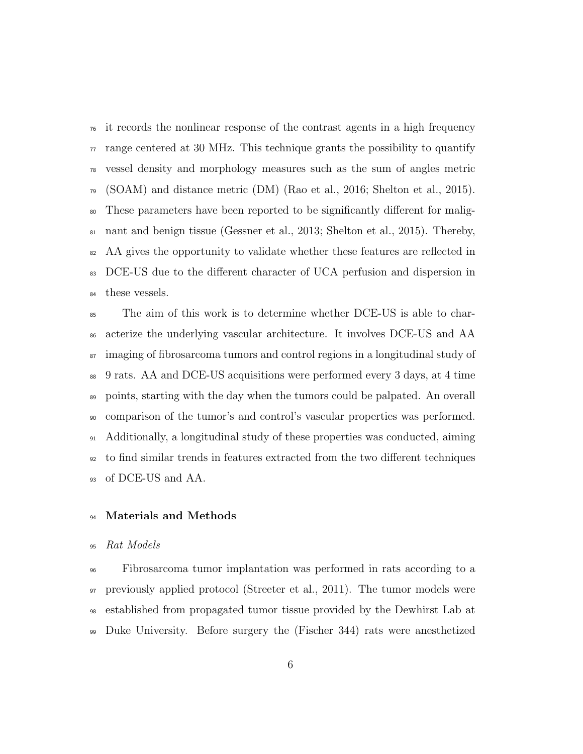it records the nonlinear response of the contrast agents in a high frequency range centered at 30 MHz. This technique grants the possibility to quantify vessel density and morphology measures such as the sum of angles metric (SOAM) and distance metric (DM) (Rao et al., 2016; Shelton et al., 2015). These parameters have been reported to be significantly different for malignant and benign tissue (Gessner et al., 2013; Shelton et al., 2015). Thereby, AA gives the opportunity to validate whether these features are reflected in DCE-US due to the different character of UCA perfusion and dispersion in these vessels.

The aim of this work is to determine whether DCE-US is able to characterize the underlying vascular architecture. It involves DCE-US and AA imaging of fibrosarcoma tumors and control regions in a longitudinal study of 9 rats. AA and DCE-US acquisitions were performed every 3 days, at 4 time points, starting with the day when the tumors could be palpated. An overall comparison of the tumor's and control's vascular properties was performed. Additionally, a longitudinal study of these properties was conducted, aiming to find similar trends in features extracted from the two different techniques of DCE-US and AA.

## Materials and Methods

### *Rat Models*

Fibrosarcoma tumor implantation was performed in rats according to a previously applied protocol (Streeter et al., 2011). The tumor models were established from propagated tumor tissue provided by the Dewhirst Lab at Duke University. Before surgery the (Fischer 344) rats were anesthetized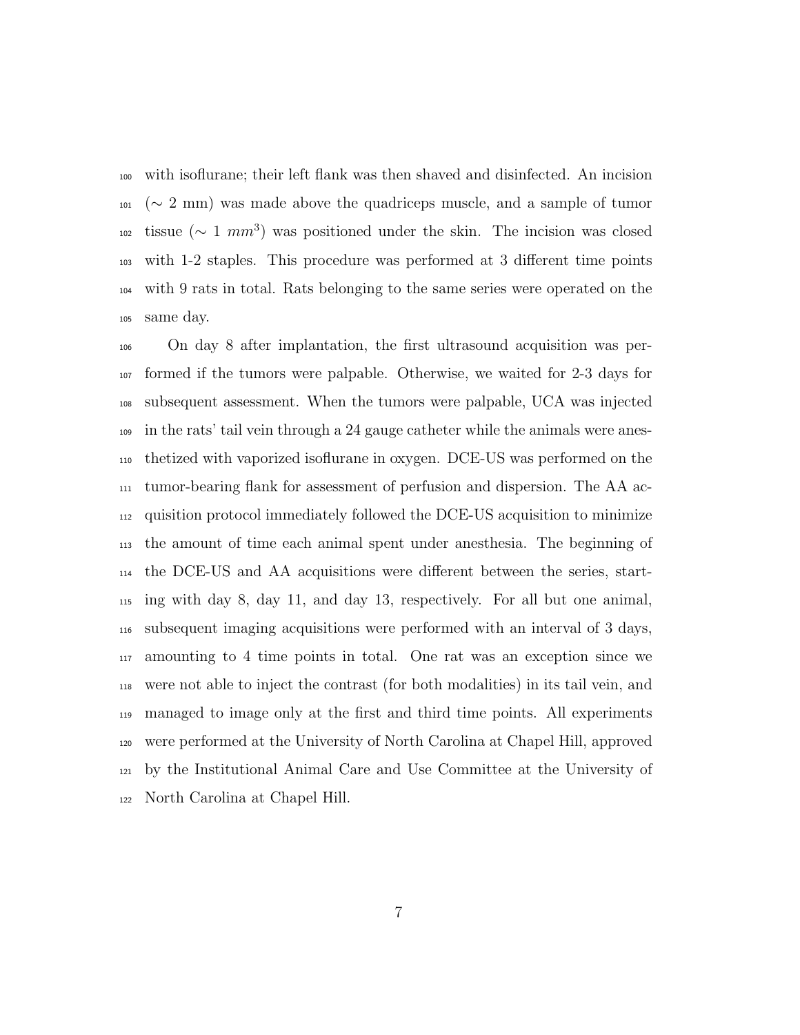with isoflurane; their left flank was then shaved and disinfected. An incision ($\sim$ 2 mm) was made above the quadriceps muscle, and a sample of tumor tissue ($\sim$ 1 $mm^3$) was positioned under the skin. The incision was closed with 1-2 staples. This procedure was performed at 3 different time points with 9 rats in total. Rats belonging to the same series were operated on the same day.

On day 8 after implantation, the first ultrasound acquisition was performed if the tumors were palpable. Otherwise, we waited for 2-3 days for subsequent assessment. When the tumors were palpable, UCA was injected in the rats' tail vein through a 24 gauge catheter while the animals were anesthetized with vaporized isoflurane in oxygen. DCE-US was performed on the tumor-bearing flank for assessment of perfusion and dispersion. The AA acquisition protocol immediately followed the DCE-US acquisition to minimize the amount of time each animal spent under anesthesia. The beginning of the DCE-US and AA acquisitions were different between the series, starting with day 8, day 11, and day 13, respectively. For all but one animal, subsequent imaging acquisitions were performed with an interval of 3 days, amounting to 4 time points in total. One rat was an exception since we were not able to inject the contrast (for both modalities) in its tail vein, and managed to image only at the first and third time points. All experiments were performed at the University of North Carolina at Chapel Hill, approved by the Institutional Animal Care and Use Committee at the University of North Carolina at Chapel Hill.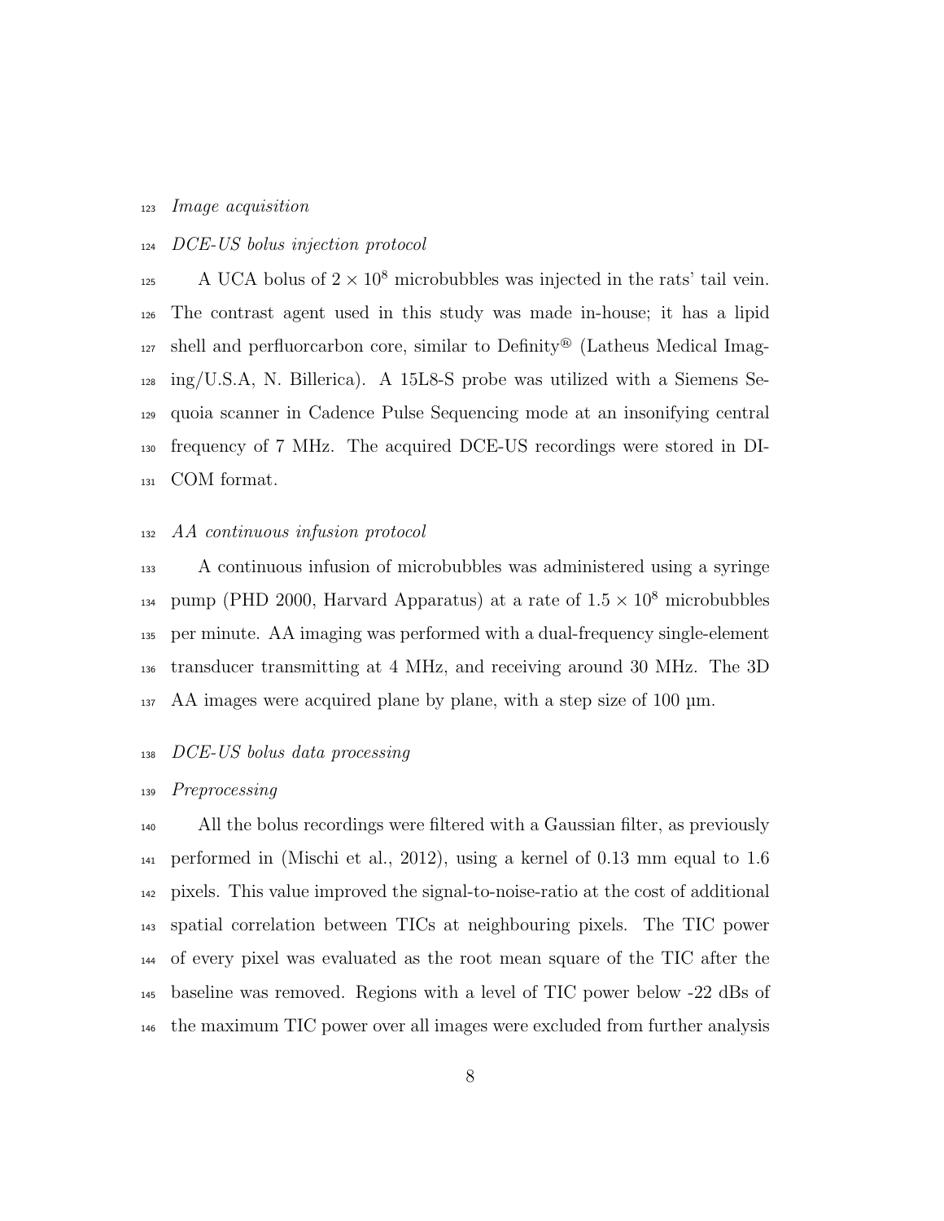*Image acquisition*

*DCE-US bolus injection protocol*

A UCA bolus of $2 \times 10^8$ microbubbles was injected in the rats' tail vein. The contrast agent used in this study was made in-house; it has a lipid shell and perfluorcarbon core, similar to Definity® (Latheus Medical Imaging/U.S.A, N. Billerica). A 15L8-S probe was utilized with a Siemens Sequoia scanner in Cadence Pulse Sequencing mode at an insonifying central frequency of 7 MHz. The acquired DCE-US recordings were stored in DICOM format.

*AA continuous infusion protocol*

A continuous infusion of microbubbles was administered using a syringe pump (PHD 2000, Harvard Apparatus) at a rate of $1.5 \times 10^8$ microbubbles per minute. AA imaging was performed with a dual-frequency single-element transducer transmitting at 4 MHz, and receiving around 30 MHz. The 3D AA images were acquired plane by plane, with a step size of 100 µm.

*DCE-US bolus data processing*

*Preprocessing*

All the bolus recordings were filtered with a Gaussian filter, as previously performed in (Mischi et al., 2012), using a kernel of 0.13 mm equal to 1.6 pixels. This value improved the signal-to-noise-ratio at the cost of additional spatial correlation between TICs at neighbouring pixels. The TIC power of every pixel was evaluated as the root mean square of the TIC after the baseline was removed. Regions with a level of TIC power below -22 dBs of the maximum TIC power over all images were excluded from further analysis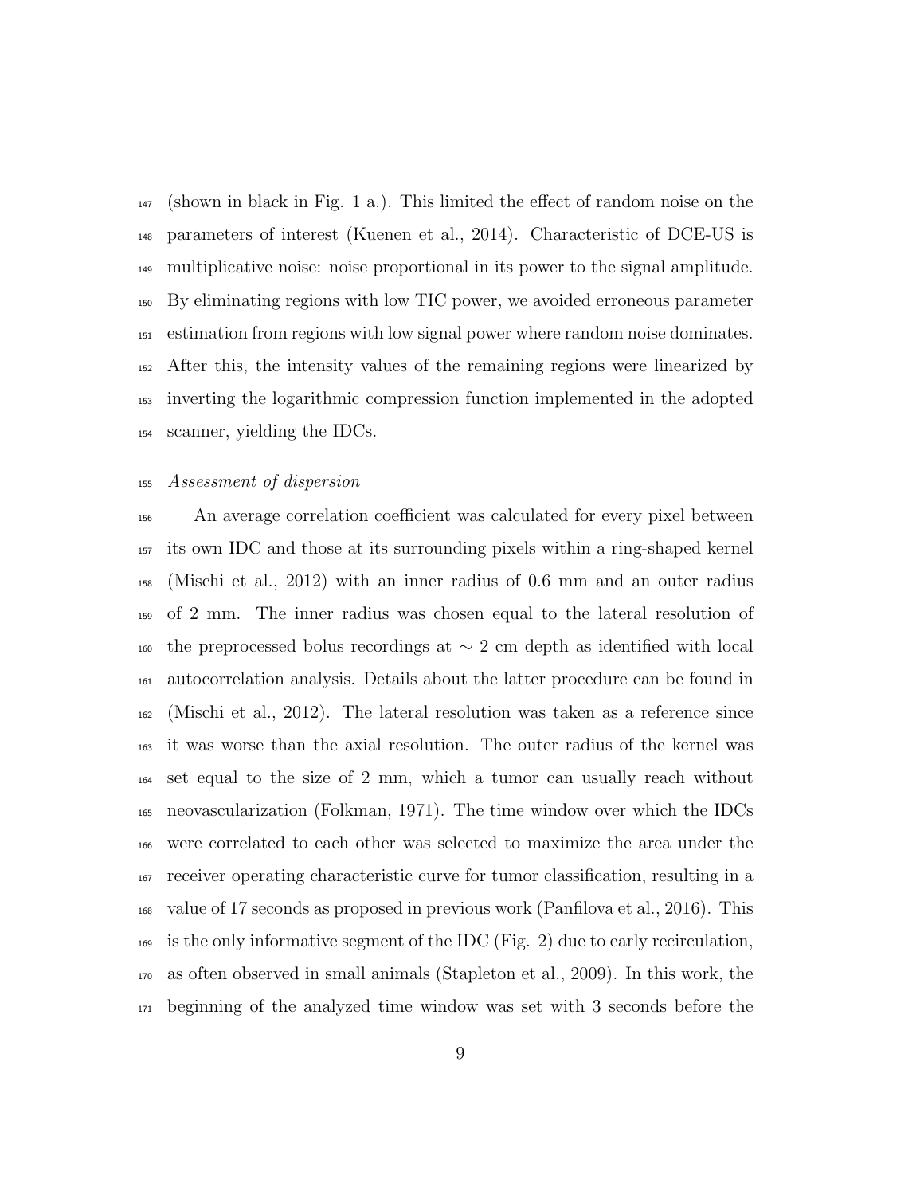(shown in black in Fig. 1 a.). This limited the effect of random noise on the parameters of interest (Kuenen et al., 2014). Characteristic of DCE-US is multiplicative noise: noise proportional in its power to the signal amplitude. By eliminating regions with low TIC power, we avoided erroneous parameter estimation from regions with low signal power where random noise dominates. After this, the intensity values of the remaining regions were linearized by inverting the logarithmic compression function implemented in the adopted scanner, yielding the IDCs.

*Assessment of dispersion*

An average correlation coefficient was calculated for every pixel between its own IDC and those at its surrounding pixels within a ring-shaped kernel (Mischi et al., 2012) with an inner radius of 0.6 mm and an outer radius of 2 mm. The inner radius was chosen equal to the lateral resolution of the preprocessed bolus recordings at $\sim$ 2 cm depth as identified with local autocorrelation analysis. Details about the latter procedure can be found in (Mischi et al., 2012). The lateral resolution was taken as a reference since it was worse than the axial resolution. The outer radius of the kernel was set equal to the size of 2 mm, which a tumor can usually reach without neovascularization (Folkman, 1971). The time window over which the IDCs were correlated to each other was selected to maximize the area under the receiver operating characteristic curve for tumor classification, resulting in a value of 17 seconds as proposed in previous work (Panfilova et al., 2016). This is the only informative segment of the IDC (Fig. 2) due to early recirculation, as often observed in small animals (Stapleton et al., 2009). In this work, the beginning of the analyzed time window was set with 3 seconds before the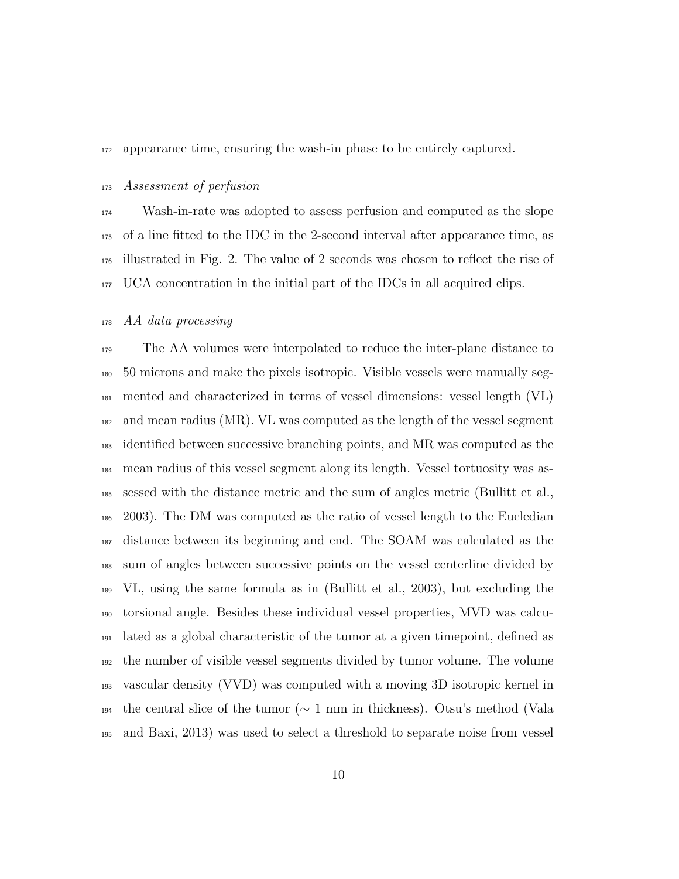appearance time, ensuring the wash-in phase to be entirely captured.

*Assessment of perfusion*

Wash-in-rate was adopted to assess perfusion and computed as the slope of a line fitted to the IDC in the 2-second interval after appearance time, as illustrated in Fig. 2. The value of 2 seconds was chosen to reflect the rise of UCA concentration in the initial part of the IDCs in all acquired clips.

*AA data processing*

The AA volumes were interpolated to reduce the inter-plane distance to 50 microns and make the pixels isotropic. Visible vessels were manually segmented and characterized in terms of vessel dimensions: vessel length (VL) and mean radius (MR). VL was computed as the length of the vessel segment identified between successive branching points, and MR was computed as the mean radius of this vessel segment along its length. Vessel tortuosity was assessed with the distance metric and the sum of angles metric (Bullitt et al., 2003). The DM was computed as the ratio of vessel length to the Eucledian distance between its beginning and end. The SOAM was calculated as the sum of angles between successive points on the vessel centerline divided by VL, using the same formula as in (Bullitt et al., 2003), but excluding the torsional angle. Besides these individual vessel properties, MVD was calculated as a global characteristic of the tumor at a given timepoint, defined as the number of visible vessel segments divided by tumor volume. The volume vascular density (VVD) was computed with a moving 3D isotropic kernel in the central slice of the tumor ($\sim$ 1 mm in thickness). Otsu's method (Vala and Baxi, 2013) was used to select a threshold to separate noise from vessel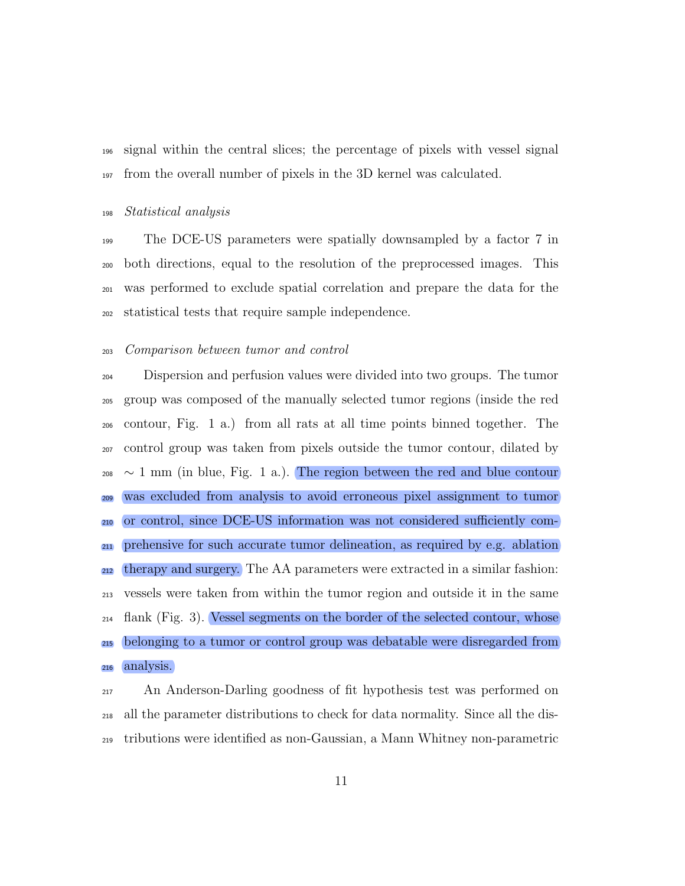signal within the central slices; the percentage of pixels with vessel signal from the overall number of pixels in the 3D kernel was calculated.

*Statistical analysis*

The DCE-US parameters were spatially downsampled by a factor 7 in both directions, equal to the resolution of the preprocessed images. This was performed to exclude spatial correlation and prepare the data for the statistical tests that require sample independence.

*Comparison between tumor and control*

Dispersion and perfusion values were divided into two groups. The tumor group was composed of the manually selected tumor regions (inside the red contour, Fig. 1 a.) from all rats at all time points binned together. The control group was taken from pixels outside the tumor contour, dilated by $\sim 1$ mm (in blue, Fig. 1 a.). The region between the red and blue contour was excluded from analysis to avoid erroneous pixel assignment to tumor or control, since DCE-US information was not considered sufficiently comprehensive for such accurate tumor delineation, as required by e.g. ablation therapy and surgery. The AA parameters were extracted in a similar fashion: vessels were taken from within the tumor region and outside it in the same flank (Fig. 3). Vessel segments on the border of the selected contour, whose belonging to a tumor or control group was debatable were disregarded from analysis.

An Anderson-Darling goodness of fit hypothesis test was performed on all the parameter distributions to check for data normality. Since all the distributions were identified as non-Gaussian, a Mann Whitney non-parametric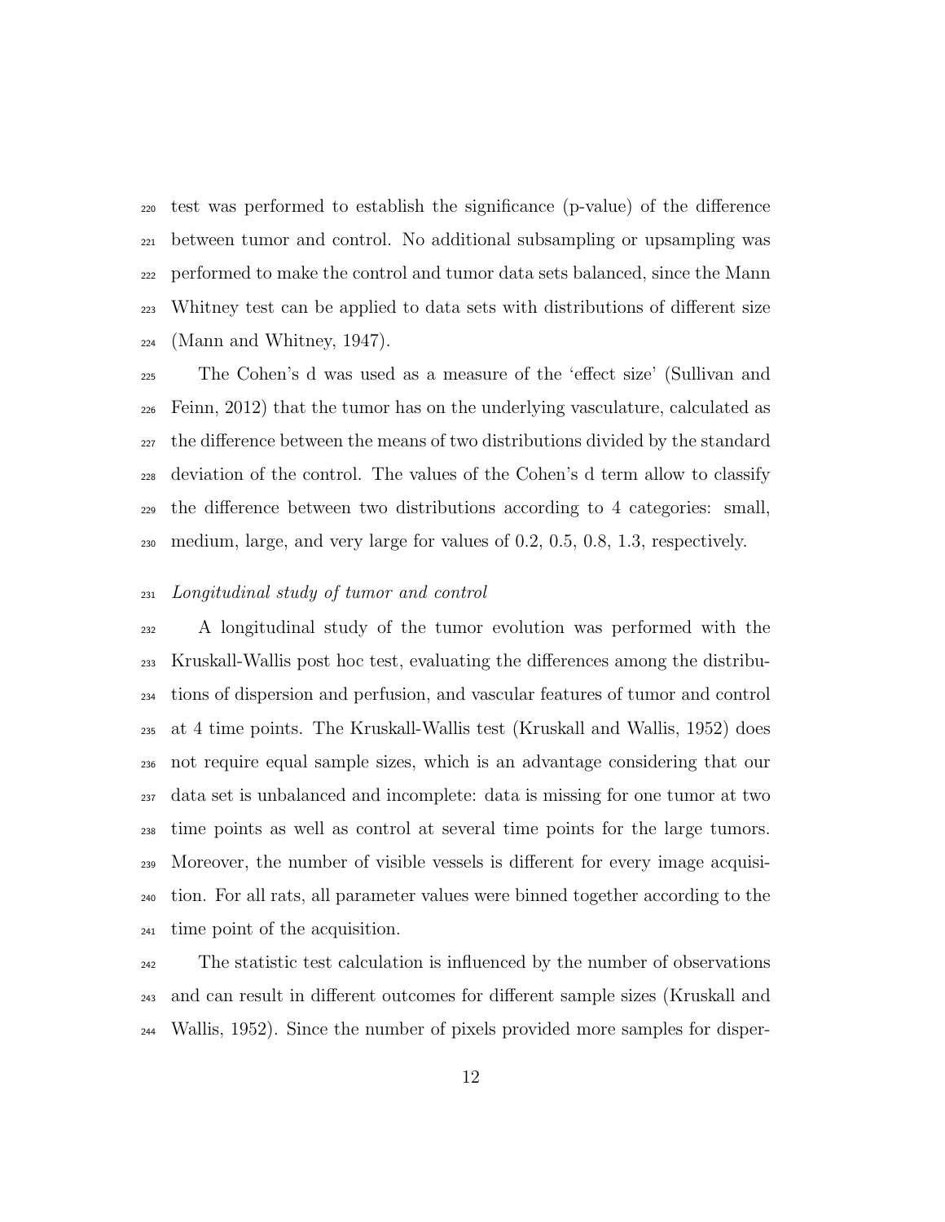test was performed to establish the significance (p-value) of the difference between tumor and control. No additional subsampling or upsampling was performed to make the control and tumor data sets balanced, since the Mann Whitney test can be applied to data sets with distributions of different size (Mann and Whitney, 1947).

The Cohen's d was used as a measure of the 'effect size' (Sullivan and Feinn, 2012) that the tumor has on the underlying vasculature, calculated as the difference between the means of two distributions divided by the standard deviation of the control. The values of the Cohen's d term allow to classify the difference between two distributions according to 4 categories: small, medium, large, and very large for values of 0.2, 0.5, 0.8, 1.3, respectively.

*Longitudinal study of tumor and control*

A longitudinal study of the tumor evolution was performed with the Kruskall-Wallis post hoc test, evaluating the differences among the distributions of dispersion and perfusion, and vascular features of tumor and control at 4 time points. The Kruskall-Wallis test (Kruskall and Wallis, 1952) does not require equal sample sizes, which is an advantage considering that our data set is unbalanced and incomplete: data is missing for one tumor at two time points as well as control at several time points for the large tumors. Moreover, the number of visible vessels is different for every image acquisition. For all rats, all parameter values were binned together according to the time point of the acquisition.

The statistic test calculation is influenced by the number of observations and can result in different outcomes for different sample sizes (Kruskall and Wallis, 1952). Since the number of pixels provided more samples for disper-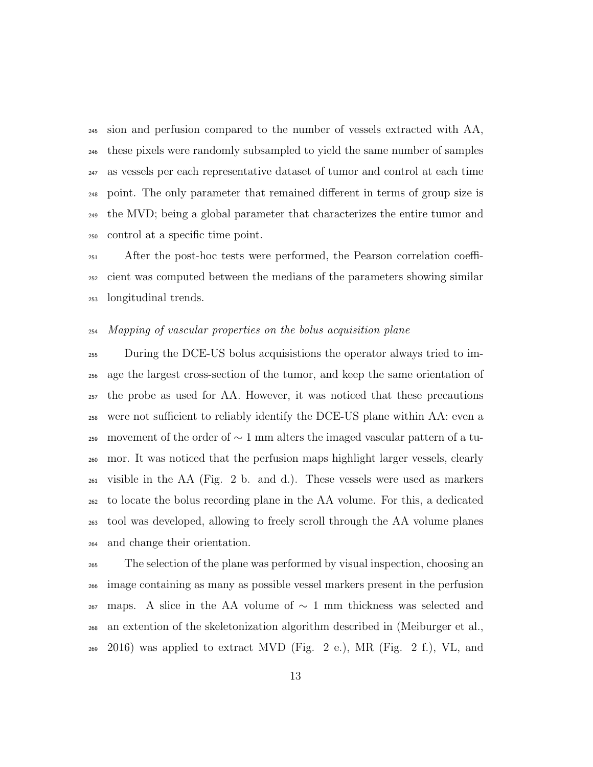sion and perfusion compared to the number of vessels extracted with AA, these pixels were randomly subsampled to yield the same number of samples as vessels per each representative dataset of tumor and control at each time point. The only parameter that remained different in terms of group size is the MVD; being a global parameter that characterizes the entire tumor and control at a specific time point.

After the post-hoc tests were performed, the Pearson correlation coefficient was computed between the medians of the parameters showing similar longitudinal trends.

*Mapping of vascular properties on the bolus acquisition plane*

During the DCE-US bolus acquisistions the operator always tried to image the largest cross-section of the tumor, and keep the same orientation of the probe as used for AA. However, it was noticed that these precautions were not sufficient to reliably identify the DCE-US plane within AA: even a movement of the order of $\sim 1$ mm alters the imaged vascular pattern of a tumor. It was noticed that the perfusion maps highlight larger vessels, clearly visible in the AA (Fig. 2 b. and d.). These vessels were used as markers to locate the bolus recording plane in the AA volume. For this, a dedicated tool was developed, allowing to freely scroll through the AA volume planes and change their orientation.

The selection of the plane was performed by visual inspection, choosing an image containing as many as possible vessel markers present in the perfusion maps. A slice in the AA volume of $\sim 1$ mm thickness was selected and an extention of the skeletonization algorithm described in (Meiburger et al., 2016) was applied to extract MVD (Fig. 2 e.), MR (Fig. 2 f.), VL, and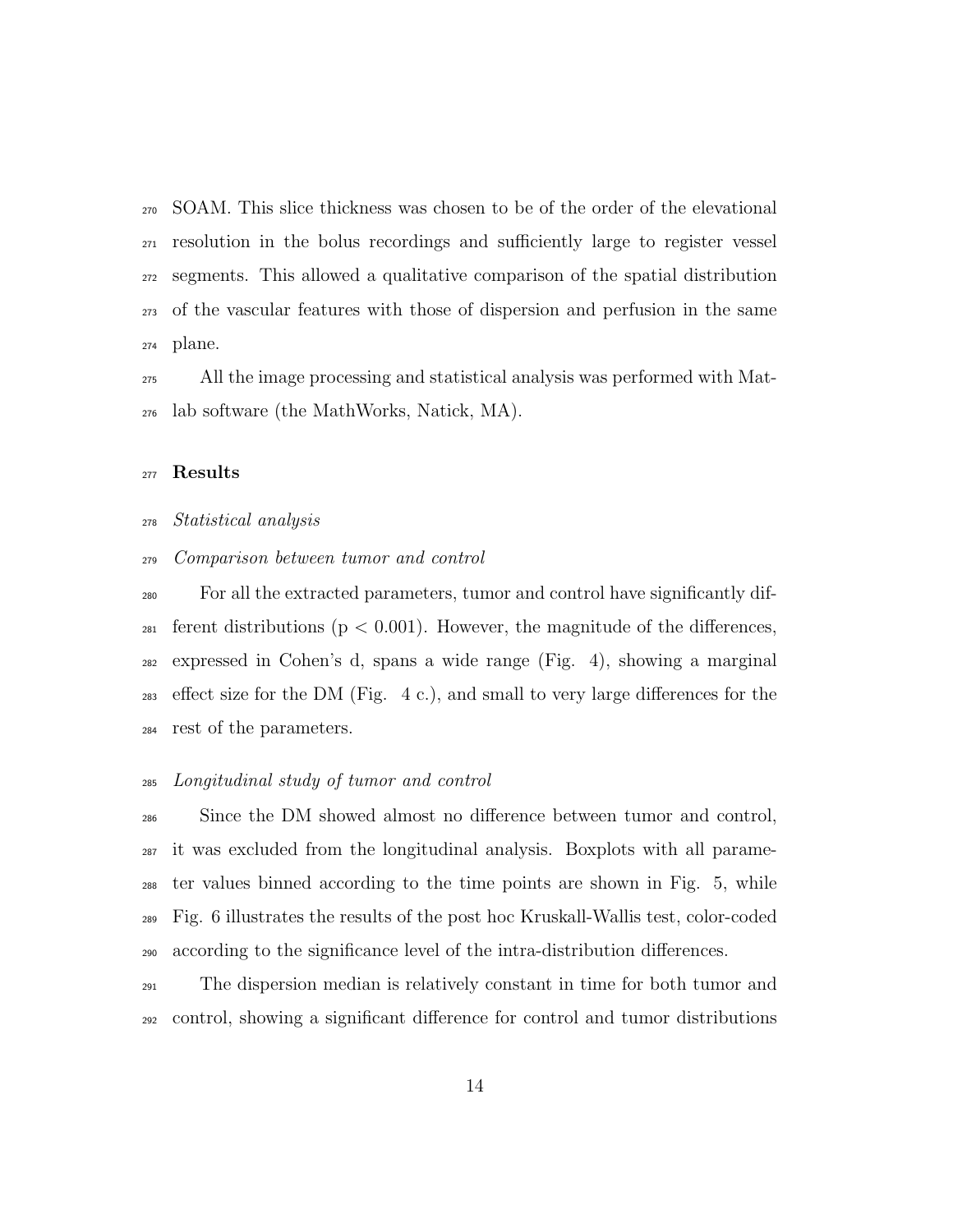SOAM. This slice thickness was chosen to be of the order of the elevational resolution in the bolus recordings and sufficiently large to register vessel segments. This allowed a qualitative comparison of the spatial distribution of the vascular features with those of dispersion and perfusion in the same plane.

All the image processing and statistical analysis was performed with Matlab software (the MathWorks, Natick, MA).

## Results

*Statistical analysis*

*Comparison between tumor and control*

For all the extracted parameters, tumor and control have significantly different distributions ($p < 0.001$). However, the magnitude of the differences, expressed in Cohen's d, spans a wide range (Fig. 4), showing a marginal effect size for the DM (Fig. 4 c.), and small to very large differences for the rest of the parameters.

*Longitudinal study of tumor and control*

Since the DM showed almost no difference between tumor and control, it was excluded from the longitudinal analysis. Boxplots with all parameter values binned according to the time points are shown in Fig. 5, while Fig. 6 illustrates the results of the post hoc Kruskall-Wallis test, color-coded according to the significance level of the intra-distribution differences.

The dispersion median is relatively constant in time for both tumor and control, showing a significant difference for control and tumor distributions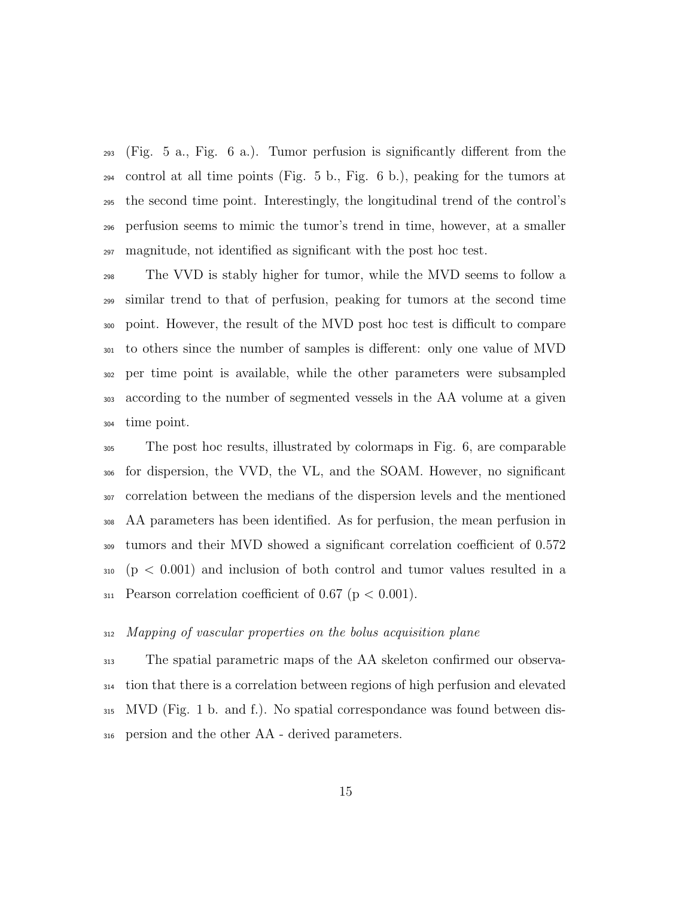(Fig. 5 a., Fig. 6 a.). Tumor perfusion is significantly different from the control at all time points (Fig. 5 b., Fig. 6 b.), peaking for the tumors at the second time point. Interestingly, the longitudinal trend of the control's perfusion seems to mimic the tumor's trend in time, however, at a smaller magnitude, not identified as significant with the post hoc test.

The VVD is stably higher for tumor, while the MVD seems to follow a similar trend to that of perfusion, peaking for tumors at the second time point. However, the result of the MVD post hoc test is difficult to compare to others since the number of samples is different: only one value of MVD per time point is available, while the other parameters were subsampled according to the number of segmented vessels in the AA volume at a given time point.

The post hoc results, illustrated by colormaps in Fig. 6, are comparable for dispersion, the VVD, the VL, and the SOAM. However, no significant correlation between the medians of the dispersion levels and the mentioned AA parameters has been identified. As for perfusion, the mean perfusion in tumors and their MVD showed a significant correlation coefficient of 0.572 ($p < 0.001$) and inclusion of both control and tumor values resulted in a Pearson correlation coefficient of 0.67 ($p < 0.001$).

*Mapping of vascular properties on the bolus acquisition plane*

The spatial parametric maps of the AA skeleton confirmed our observation that there is a correlation between regions of high perfusion and elevated MVD (Fig. 1 b. and f.). No spatial correspondance was found between dispersion and the other AA - derived parameters.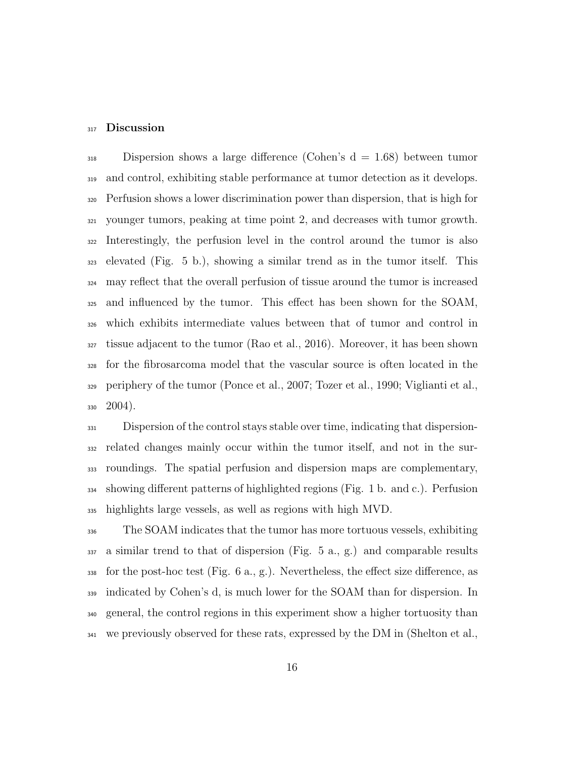## Discussion

Dispersion shows a large difference (Cohen's d = 1.68) between tumor and control, exhibiting stable performance at tumor detection as it develops. Perfusion shows a lower discrimination power than dispersion, that is high for younger tumors, peaking at time point 2, and decreases with tumor growth. Interestingly, the perfusion level in the control around the tumor is also elevated (Fig. 5 b.), showing a similar trend as in the tumor itself. This may reflect that the overall perfusion of tissue around the tumor is increased and influenced by the tumor. This effect has been shown for the SOAM, which exhibits intermediate values between that of tumor and control in tissue adjacent to the tumor (Rao et al., 2016). Moreover, it has been shown for the fibrosarcoma model that the vascular source is often located in the periphery of the tumor (Ponce et al., 2007; Tozer et al., 1990; Viglianti et al., 2004).

Dispersion of the control stays stable over time, indicating that dispersion-related changes mainly occur within the tumor itself, and not in the surroundings. The spatial perfusion and dispersion maps are complementary, showing different patterns of highlighted regions (Fig. 1 b. and c.). Perfusion highlights large vessels, as well as regions with high MVD.

The SOAM indicates that the tumor has more tortuous vessels, exhibiting a similar trend to that of dispersion (Fig. 5 a., g.) and comparable results for the post-hoc test (Fig. 6 a., g.). Nevertheless, the effect size difference, as indicated by Cohen's d, is much lower for the SOAM than for dispersion. In general, the control regions in this experiment show a higher tortuosity than we previously observed for these rats, expressed by the DM in (Shelton et al.,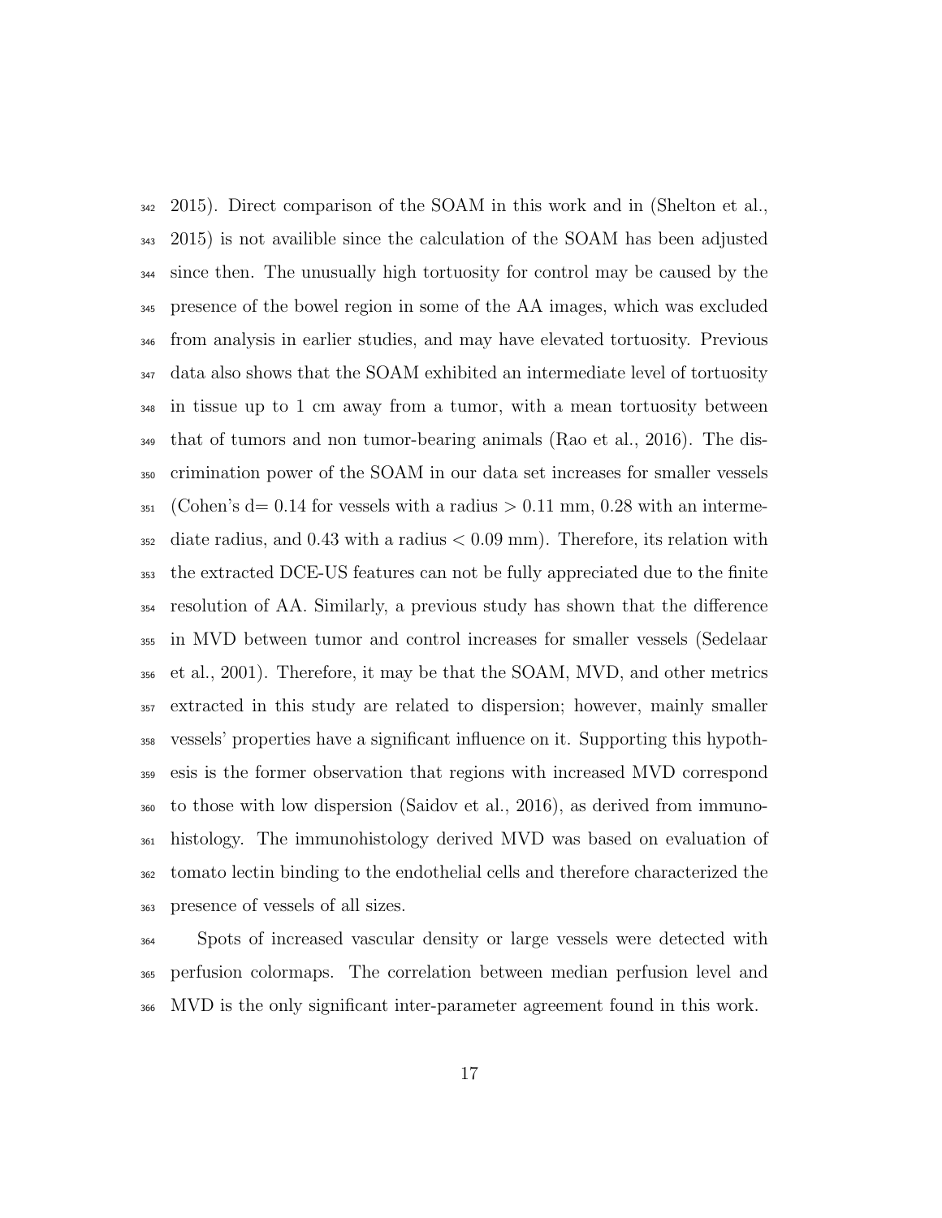2015). Direct comparison of the SOAM in this work and in (Shelton et al., 2015) is not availible since the calculation of the SOAM has been adjusted since then. The unusually high tortuosity for control may be caused by the presence of the bowel region in some of the AA images, which was excluded from analysis in earlier studies, and may have elevated tortuosity. Previous data also shows that the SOAM exhibited an intermediate level of tortuosity in tissue up to 1 cm away from a tumor, with a mean tortuosity between that of tumors and non tumor-bearing animals (Rao et al., 2016). The discrimination power of the SOAM in our data set increases for smaller vessels (Cohen's d= 0.14 for vessels with a radius $> 0.11$ mm, 0.28 with an intermediate radius, and 0.43 with a radius $< 0.09$ mm). Therefore, its relation with the extracted DCE-US features can not be fully appreciated due to the finite resolution of AA. Similarly, a previous study has shown that the difference in MVD between tumor and control increases for smaller vessels (Sedelaar et al., 2001). Therefore, it may be that the SOAM, MVD, and other metrics extracted in this study are related to dispersion; however, mainly smaller vessels' properties have a significant influence on it. Supporting this hypothesis is the former observation that regions with increased MVD correspond to those with low dispersion (Saidov et al., 2016), as derived from immunohistology. The immunohistology derived MVD was based on evaluation of tomato lectin binding to the endothelial cells and therefore characterized the presence of vessels of all sizes.

Spots of increased vascular density or large vessels were detected with perfusion colormaps. The correlation between median perfusion level and MVD is the only significant inter-parameter agreement found in this work.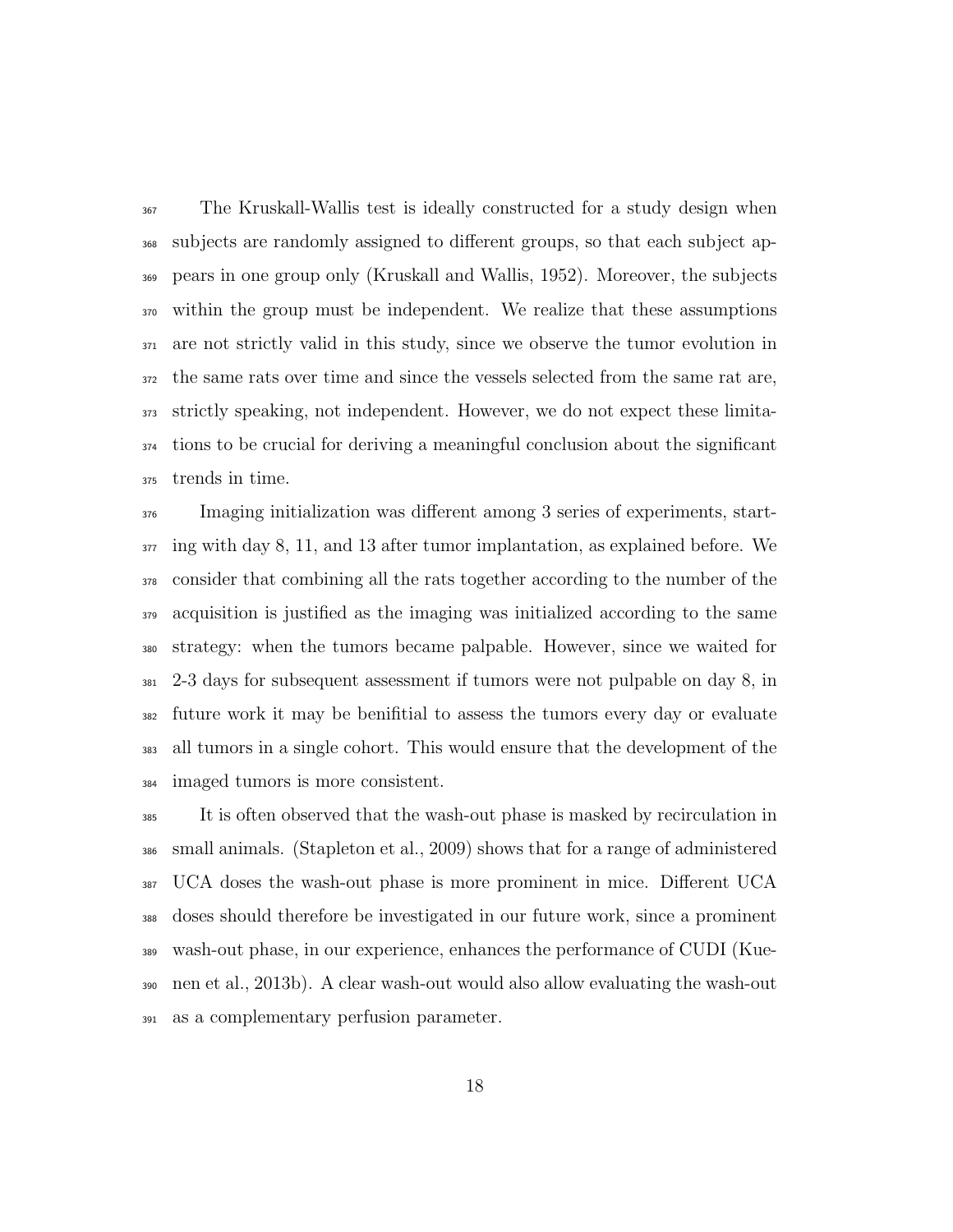The Kruskall-Wallis test is ideally constructed for a study design when subjects are randomly assigned to different groups, so that each subject appears in one group only (Kruskall and Wallis, 1952). Moreover, the subjects within the group must be independent. We realize that these assumptions are not strictly valid in this study, since we observe the tumor evolution in the same rats over time and since the vessels selected from the same rat are, strictly speaking, not independent. However, we do not expect these limitations to be crucial for deriving a meaningful conclusion about the significant trends in time.

Imaging initialization was different among 3 series of experiments, starting with day 8, 11, and 13 after tumor implantation, as explained before. We consider that combining all the rats together according to the number of the acquisition is justified as the imaging was initialized according to the same strategy: when the tumors became palpable. However, since we waited for 2-3 days for subsequent assessment if tumors were not pulpable on day 8, in future work it may be benifitial to assess the tumors every day or evaluate all tumors in a single cohort. This would ensure that the development of the imaged tumors is more consistent.

It is often observed that the wash-out phase is masked by recirculation in small animals. (Stapleton et al., 2009) shows that for a range of administered UCA doses the wash-out phase is more prominent in mice. Different UCA doses should therefore be investigated in our future work, since a prominent wash-out phase, in our experience, enhances the performance of CUDI (Kuenen et al., 2013b). A clear wash-out would also allow evaluating the wash-out as a complementary perfusion parameter.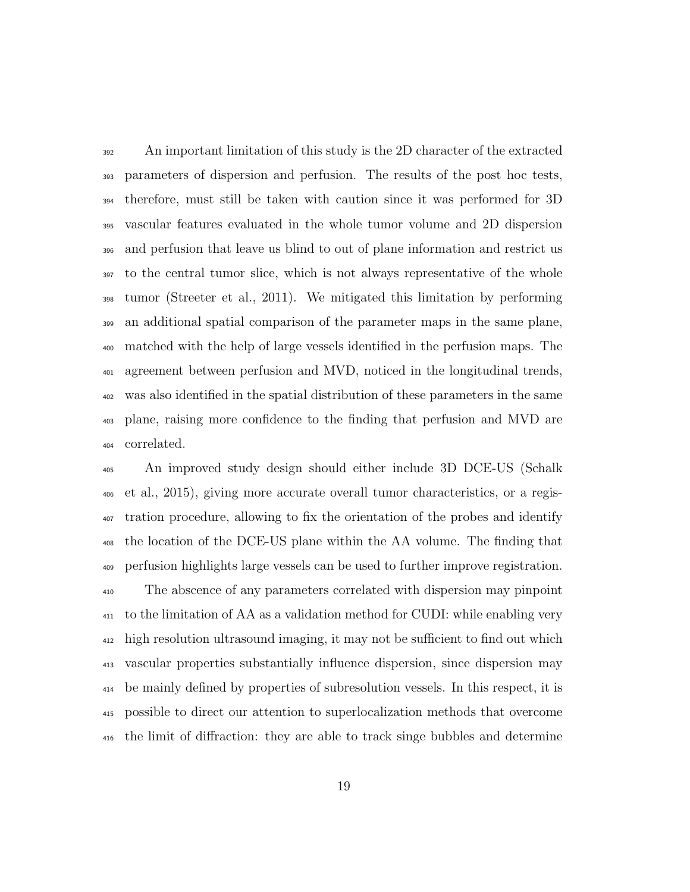An important limitation of this study is the 2D character of the extracted parameters of dispersion and perfusion. The results of the post hoc tests, therefore, must still be taken with caution since it was performed for 3D vascular features evaluated in the whole tumor volume and 2D dispersion and perfusion that leave us blind to out of plane information and restrict us to the central tumor slice, which is not always representative of the whole tumor (Streeter et al., 2011). We mitigated this limitation by performing an additional spatial comparison of the parameter maps in the same plane, matched with the help of large vessels identified in the perfusion maps. The agreement between perfusion and MVD, noticed in the longitudinal trends, was also identified in the spatial distribution of these parameters in the same plane, raising more confidence to the finding that perfusion and MVD are correlated.

An improved study design should either include 3D DCE-US (Schalk et al., 2015), giving more accurate overall tumor characteristics, or a registration procedure, allowing to fix the orientation of the probes and identify the location of the DCE-US plane within the AA volume. The finding that perfusion highlights large vessels can be used to further improve registration.

The abscence of any parameters correlated with dispersion may pinpoint to the limitation of AA as a validation method for CUDI: while enabling very high resolution ultrasound imaging, it may not be sufficient to find out which vascular properties substantially influence dispersion, since dispersion may be mainly defined by properties of subresolution vessels. In this respect, it is possible to direct our attention to superlocalization methods that overcome the limit of diffraction: they are able to track singe bubbles and determine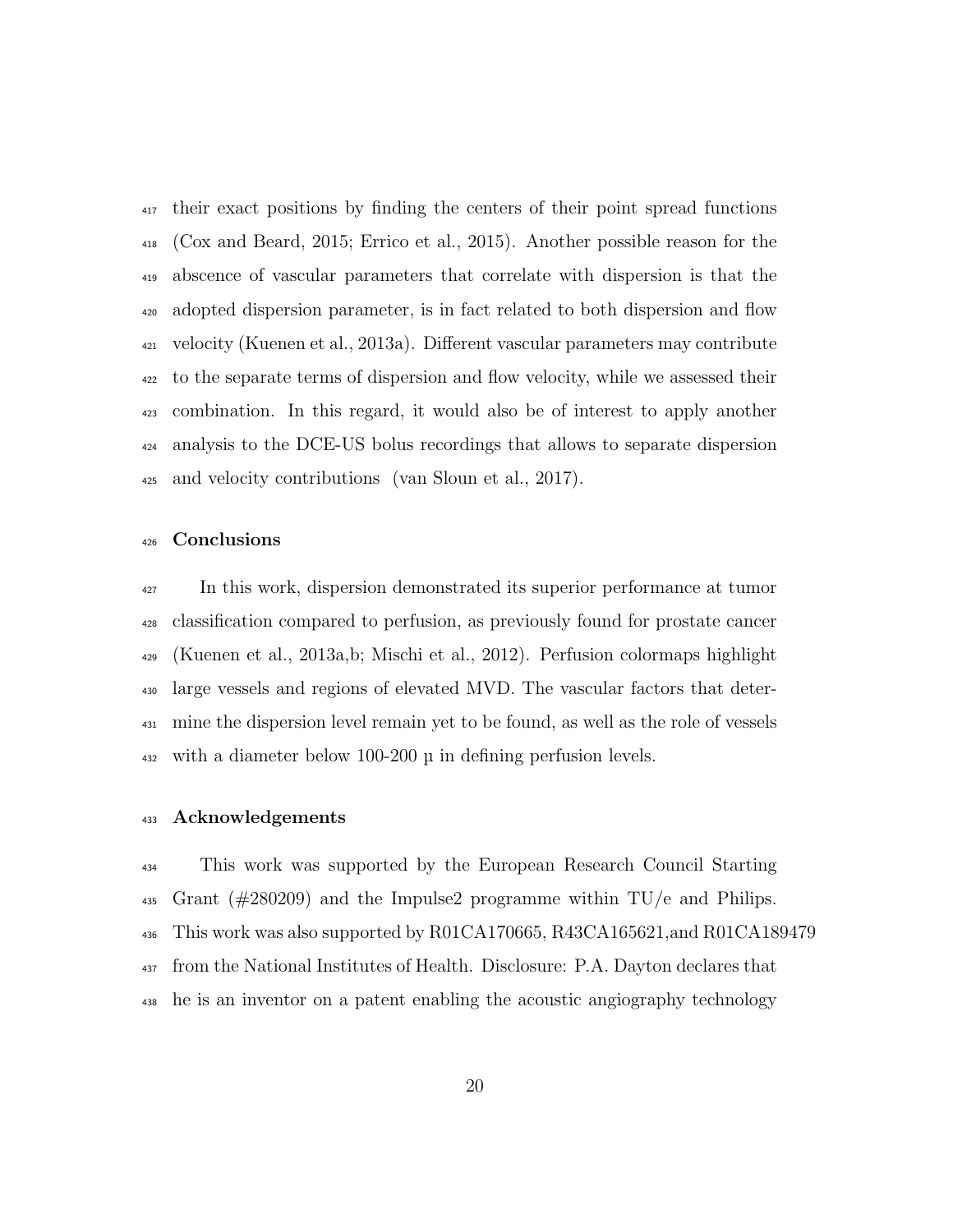their exact positions by finding the centers of their point spread functions (Cox and Beard, 2015; Errico et al., 2015). Another possible reason for the abscence of vascular parameters that correlate with dispersion is that the adopted dispersion parameter, is in fact related to both dispersion and flow velocity (Kuenen et al., 2013a). Different vascular parameters may contribute to the separate terms of dispersion and flow velocity, while we assessed their combination. In this regard, it would also be of interest to apply another analysis to the DCE-US bolus recordings that allows to separate dispersion and velocity contributions (van Sloun et al., 2017).

## Conclusions

In this work, dispersion demonstrated its superior performance at tumor classification compared to perfusion, as previously found for prostate cancer (Kuenen et al., 2013a,b; Mischi et al., 2012). Perfusion colormaps highlight large vessels and regions of elevated MVD. The vascular factors that determine the dispersion level remain yet to be found, as well as the role of vessels with a diameter below 100-200 µ in defining perfusion levels.

## Acknowledgements

This work was supported by the European Research Council Starting Grant (#280209) and the Impulse2 programme within TU/e and Philips. This work was also supported by R01CA170665, R43CA165621,and R01CA189479 from the National Institutes of Health. Disclosure: P.A. Dayton declares that he is an inventor on a patent enabling the acoustic angiography technology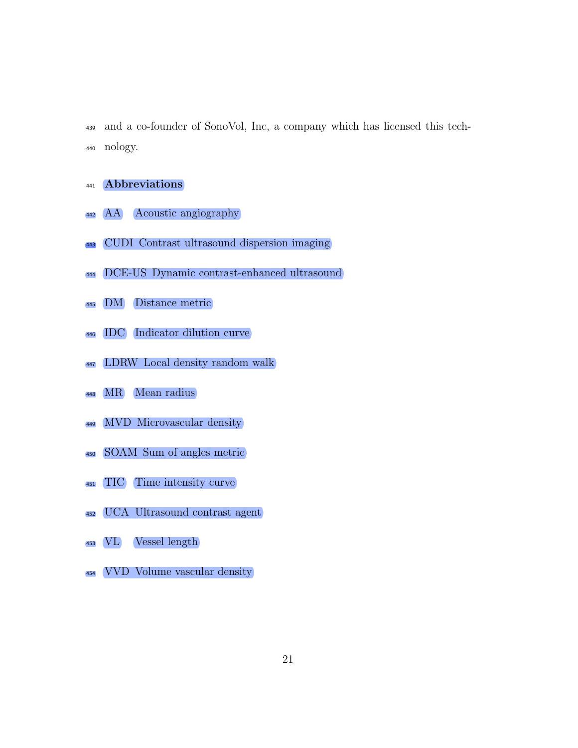and a co-founder of SonoVol, Inc, a company which has licensed this technology.

## Abbreviations

| | |
|---|---|
| AA | Acoustic angiography |
| CUDI | Contrast ultrasound dispersion imaging |
| DCE-US | Dynamic contrast-enhanced ultrasound |
| DM | Distance metric |
| IDC | Indicator dilution curve |
| LDRW | Local density random walk |
| MR | Mean radius |
| MVD | Microvascular density |
| SOAM | Sum of angles metric |
| TIC | Time intensity curve |
| UCA | Ultrasound contrast agent |
| VL | Vessel length |
| VVD | Volume vascular density |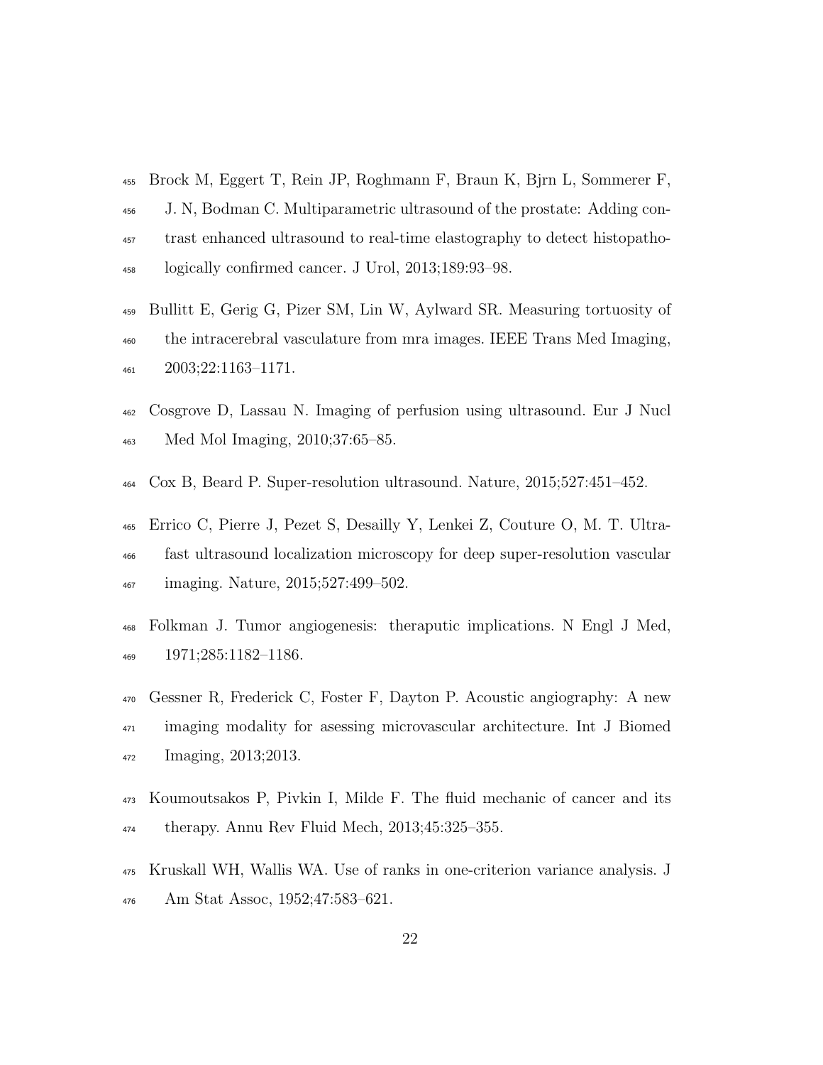Brock M, Eggert T, Rein JP, Roghmann F, Braun K, Bjrn L, Sommerer F, J. N, Bodman C. Multiparametric ultrasound of the prostate: Adding contrast enhanced ultrasound to real-time elastography to detect histopathologically confirmed cancer. J Urol, 2013;189:93–98.

Bullitt E, Gerig G, Pizer SM, Lin W, Aylward SR. Measuring tortuosity of the intracerebral vasculature from mra images. IEEE Trans Med Imaging, 2003;22:1163–1171.

Cosgrove D, Lassau N. Imaging of perfusion using ultrasound. Eur J Nucl Med Mol Imaging, 2010;37:65–85.

Cox B, Beard P. Super-resolution ultrasound. Nature, 2015;527:451–452.

Errico C, Pierre J, Pezet S, Desailly Y, Lenkei Z, Couture O, M. T. Ultrafast ultrasound localization microscopy for deep super-resolution vascular imaging. Nature, 2015;527:499–502.

Folkman J. Tumor angiogenesis: theraputic implications. N Engl J Med, 1971;285:1182–1186.

Gessner R, Frederick C, Foster F, Dayton P. Acoustic angiography: A new imaging modality for asessing microvascular architecture. Int J Biomed Imaging, 2013;2013.

Koumoutsakos P, Pivkin I, Milde F. The fluid mechanic of cancer and its therapy. Annu Rev Fluid Mech, 2013;45:325–355.

Kruskall WH, Wallis WA. Use of ranks in one-criterion variance analysis. J Am Stat Assoc, 1952;47:583–621.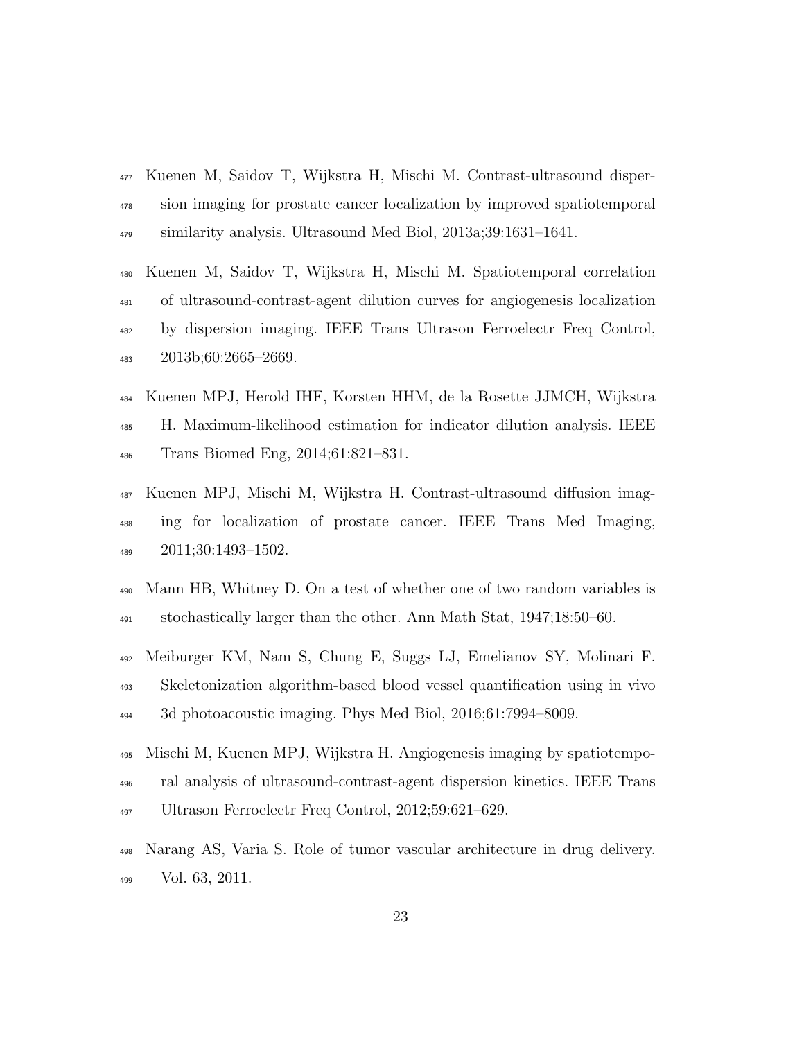Kuenen M, Saidov T, Wijkstra H, Mischi M. Contrast-ultrasound dispersion imaging for prostate cancer localization by improved spatiotemporal similarity analysis. Ultrasound Med Biol, 2013a;39:1631–1641.

Kuenen M, Saidov T, Wijkstra H, Mischi M. Spatiotemporal correlation of ultrasound-contrast-agent dilution curves for angiogenesis localization by dispersion imaging. IEEE Trans Ultrason Ferroelectr Freq Control, 2013b;60:2665–2669.

Kuenen MPJ, Herold IHF, Korsten HHM, de la Rosette JJMCH, Wijkstra H. Maximum-likelihood estimation for indicator dilution analysis. IEEE Trans Biomed Eng, 2014;61:821–831.

Kuenen MPJ, Mischi M, Wijkstra H. Contrast-ultrasound diffusion imaging for localization of prostate cancer. IEEE Trans Med Imaging, 2011;30:1493–1502.

Mann HB, Whitney D. On a test of whether one of two random variables is stochastically larger than the other. Ann Math Stat, 1947;18:50–60.

Meiburger KM, Nam S, Chung E, Suggs LJ, Emelianov SY, Molinari F. Skeletonization algorithm-based blood vessel quantification using in vivo 3d photoacoustic imaging. Phys Med Biol, 2016;61:7994–8009.

Mischi M, Kuenen MPJ, Wijkstra H. Angiogenesis imaging by spatiotemporal analysis of ultrasound-contrast-agent dispersion kinetics. IEEE Trans Ultrason Ferroelectr Freq Control, 2012;59:621–629.

Narang AS, Varia S. Role of tumor vascular architecture in drug delivery. Vol. 63, 2011.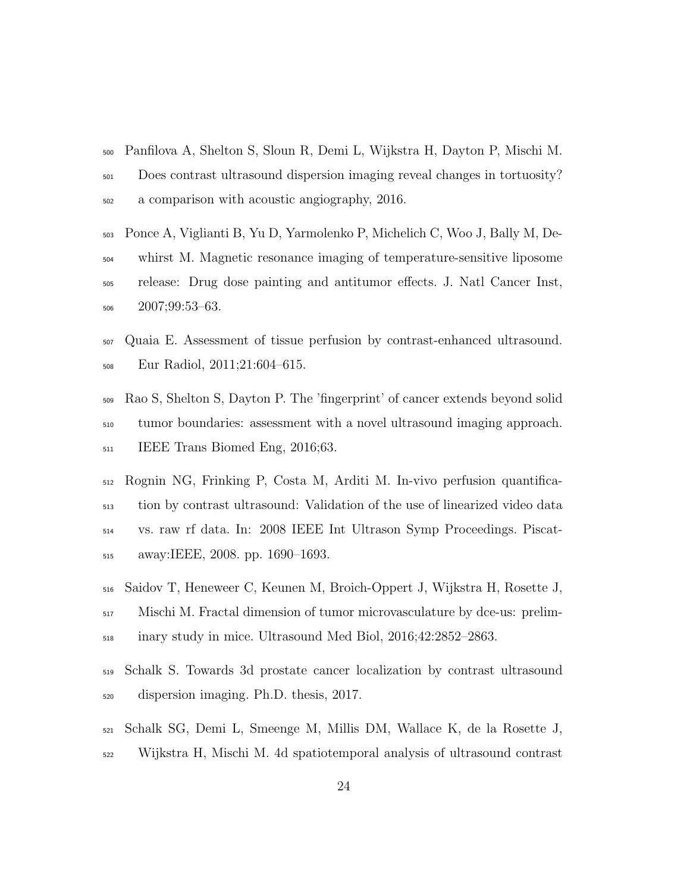Panfilova A, Shelton S, Sloun R, Demi L, Wijkstra H, Dayton P, Mischi M. Does contrast ultrasound dispersion imaging reveal changes in tortuosity? a comparison with acoustic angiography, 2016.

Ponce A, Viglianti B, Yu D, Yarmolenko P, Michelich C, Woo J, Bally M, Dewhirst M. Magnetic resonance imaging of temperature-sensitive liposome release: Drug dose painting and antitumor effects. J. Natl Cancer Inst, 2007;99:53–63.

Quaia E. Assessment of tissue perfusion by contrast-enhanced ultrasound. Eur Radiol, 2011;21:604–615.

Rao S, Shelton S, Dayton P. The 'fingerprint' of cancer extends beyond solid tumor boundaries: assessment with a novel ultrasound imaging approach. IEEE Trans Biomed Eng, 2016;63.

Rognin NG, Frinking P, Costa M, Arditi M. In-vivo perfusion quantification by contrast ultrasound: Validation of the use of linearized video data vs. raw rf data. In: 2008 IEEE Int Ultrason Symp Proceedings. Piscataway:IEEE, 2008. pp. 1690–1693.

Saidov T, Heneweer C, Keunen M, Broich-Oppert J, Wijkstra H, Rosette J, Mischi M. Fractal dimension of tumor microvasculature by dce-us: preliminary study in mice. Ultrasound Med Biol, 2016;42:2852–2863.

Schalk S. Towards 3d prostate cancer localization by contrast ultrasound dispersion imaging. Ph.D. thesis, 2017.

Schalk SG, Demi L, Smeenge M, Millis DM, Wallace K, de la Rosette J, Wijkstra H, Mischi M. 4d spatiotemporal analysis of ultrasound contrast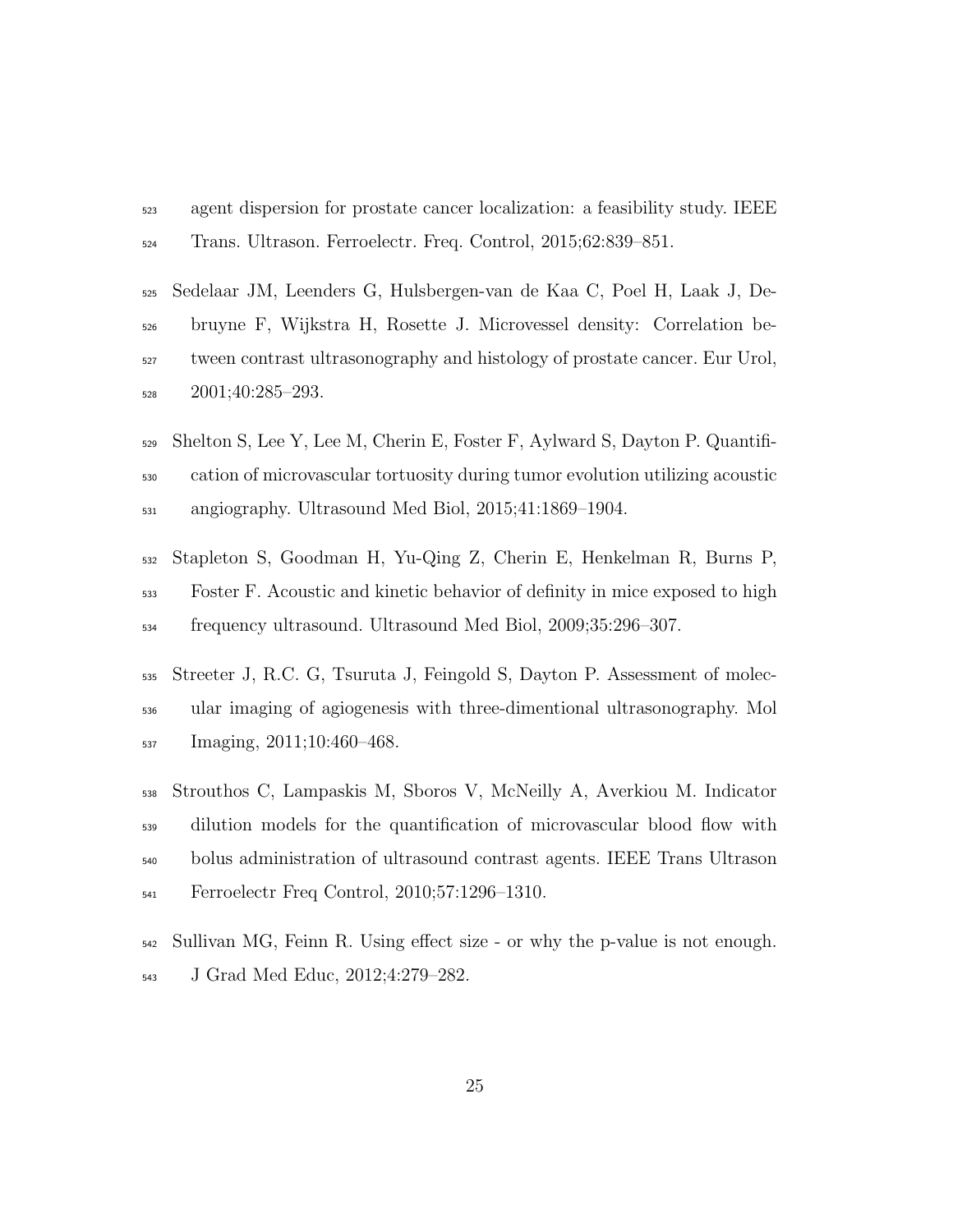agent dispersion for prostate cancer localization: a feasibility study. IEEE Trans. Ultrason. Ferroelectr. Freq. Control, 2015;62:839–851.

Sedelaar JM, Leenders G, Hulsbergen-van de Kaa C, Poel H, Laak J, Debruyne F, Wijkstra H, Rosette J. Microvessel density: Correlation between contrast ultrasonography and histology of prostate cancer. Eur Urol, 2001;40:285–293.

Shelton S, Lee Y, Lee M, Cherin E, Foster F, Aylward S, Dayton P. Quantification of microvascular tortuosity during tumor evolution utilizing acoustic angiography. Ultrasound Med Biol, 2015;41:1869–1904.

Stapleton S, Goodman H, Yu-Qing Z, Cherin E, Henkelman R, Burns P, Foster F. Acoustic and kinetic behavior of definity in mice exposed to high frequency ultrasound. Ultrasound Med Biol, 2009;35:296–307.

Streeter J, R.C. G, Tsuruta J, Feingold S, Dayton P. Assessment of molecular imaging of agiogenesis with three-dimentional ultrasonography. Mol Imaging, 2011;10:460–468.

Strouthos C, Lampaskis M, Sboros V, McNeilly A, Averkiou M. Indicator dilution models for the quantification of microvascular blood flow with bolus administration of ultrasound contrast agents. IEEE Trans Ultrason Ferroelectr Freq Control, 2010;57:1296–1310.

Sullivan MG, Feinn R. Using effect size - or why the p-value is not enough. J Grad Med Educ, 2012;4:279–282.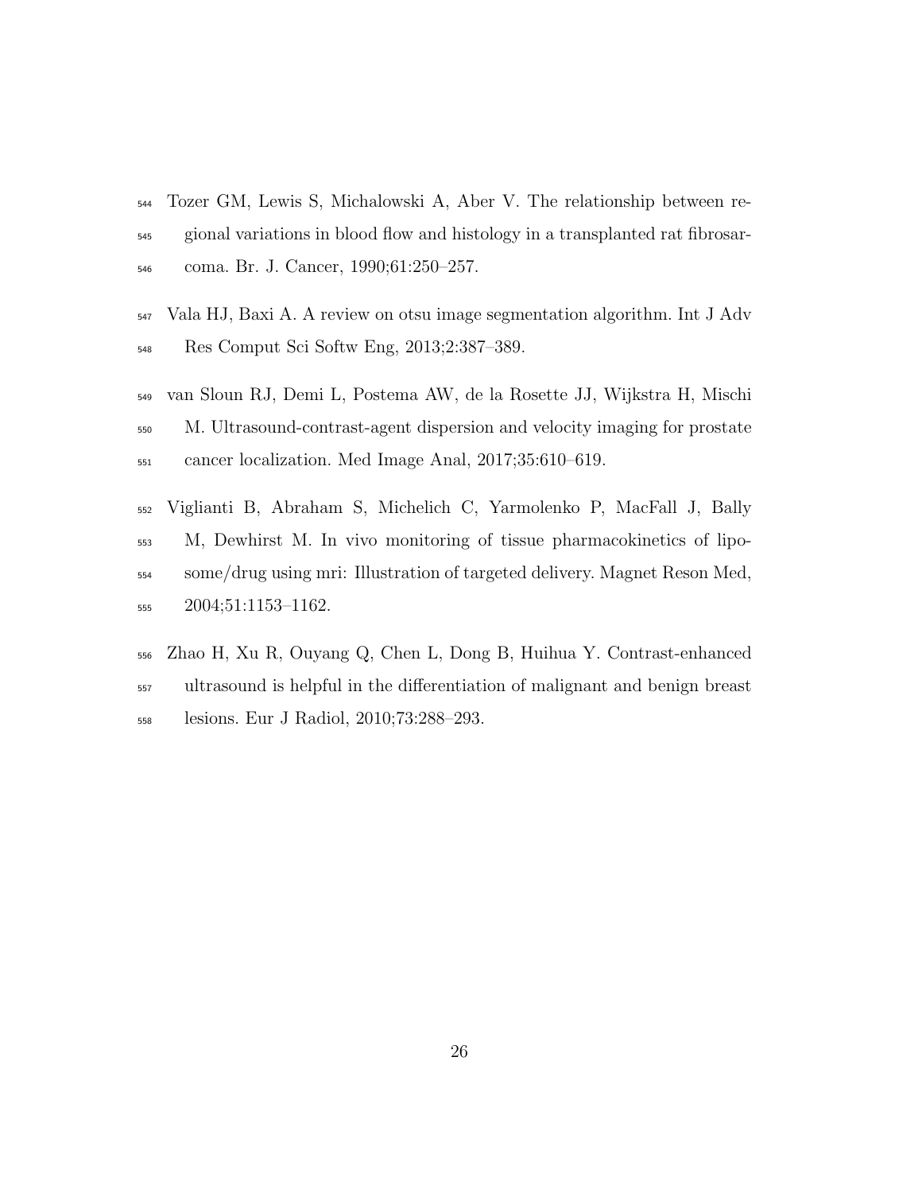Tozer GM, Lewis S, Michalowski A, Aber V. The relationship between regional variations in blood flow and histology in a transplanted rat fibrosarcoma. Br. J. Cancer, 1990;61:250–257.

Vala HJ, Baxi A. A review on otsu image segmentation algorithm. Int J Adv Res Comput Sci Softw Eng, 2013;2:387–389.

van Sloun RJ, Demi L, Postema AW, de la Rosette JJ, Wijkstra H, Mischi M. Ultrasound-contrast-agent dispersion and velocity imaging for prostate cancer localization. Med Image Anal, 2017;35:610–619.

Viglianti B, Abraham S, Michelich C, Yarmolenko P, MacFall J, Bally M, Dewhirst M. In vivo monitoring of tissue pharmacokinetics of liposome/drug using mri: Illustration of targeted delivery. Magnet Reson Med, 2004;51:1153–1162.

Zhao H, Xu R, Ouyang Q, Chen L, Dong B, Huihua Y. Contrast-enhanced ultrasound is helpful in the differentiation of malignant and benign breast lesions. Eur J Radiol, 2010;73:288–293.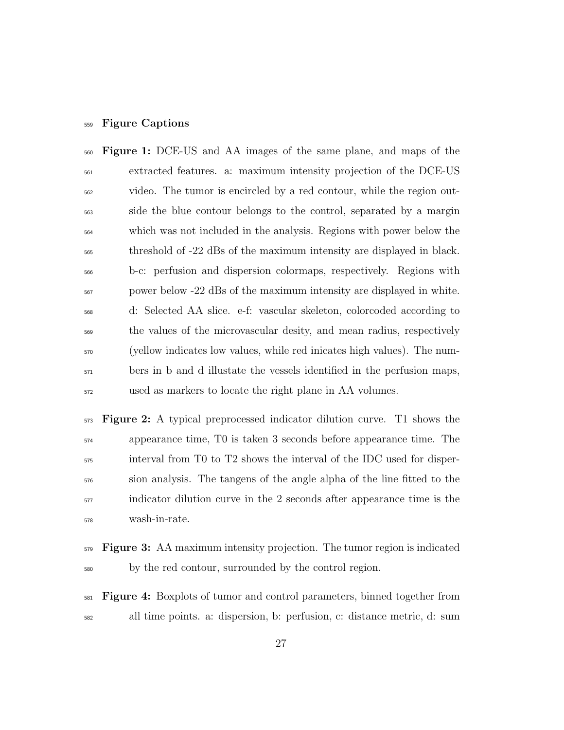## Figure Captions

**Figure 1:** DCE-US and AA images of the same plane, and maps of the extracted features. a: maximum intensity projection of the DCE-US video. The tumor is encircled by a red contour, while the region outside the blue contour belongs to the control, separated by a margin which was not included in the analysis. Regions with power below the threshold of -22 dBs of the maximum intensity are displayed in black. b-c: perfusion and dispersion colormaps, respectively. Regions with power below -22 dBs of the maximum intensity are displayed in white. d: Selected AA slice. e-f: vascular skeleton, colorcoded according to the values of the microvascular desity, and mean radius, respectively (yellow indicates low values, while red inicates high values). The numbers in b and d illustate the vessels identified in the perfusion maps, used as markers to locate the right plane in AA volumes.

**Figure 2:** A typical preprocessed indicator dilution curve. T1 shows the appearance time, T0 is taken 3 seconds before appearance time. The interval from T0 to T2 shows the interval of the IDC used for dispersion analysis. The tangens of the angle alpha of the line fitted to the indicator dilution curve in the 2 seconds after appearance time is the wash-in-rate.

**Figure 3:** AA maximum intensity projection. The tumor region is indicated by the red contour, surrounded by the control region.

**Figure 4:** Boxplots of tumor and control parameters, binned together from all time points. a: dispersion, b: perfusion, c: distance metric, d: sum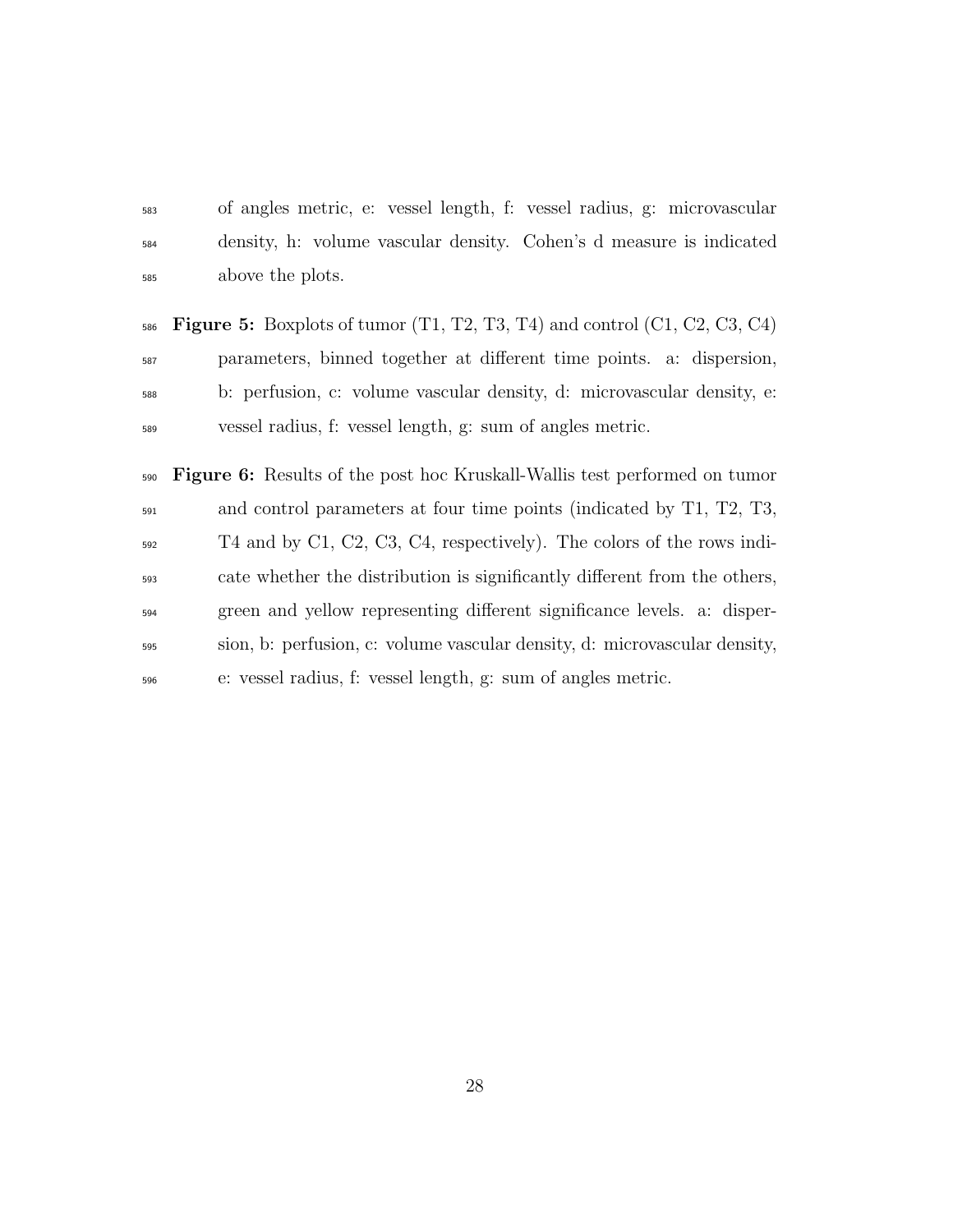of angles metric, e: vessel length, f: vessel radius, g: microvascular density, h: volume vascular density. Cohen's d measure is indicated above the plots.

**Figure 5:** Boxplots of tumor (T1, T2, T3, T4) and control (C1, C2, C3, C4) parameters, binned together at different time points. a: dispersion, b: perfusion, c: volume vascular density, d: microvascular density, e: vessel radius, f: vessel length, g: sum of angles metric.

**Figure 6:** Results of the post hoc Kruskall-Wallis test performed on tumor and control parameters at four time points (indicated by T1, T2, T3, T4 and by C1, C2, C3, C4, respectively). The colors of the rows indicate whether the distribution is significantly different from the others, green and yellow representing different significance levels. a: dispersion, b: perfusion, c: volume vascular density, d: microvascular density, e: vessel radius, f: vessel length, g: sum of angles metric.